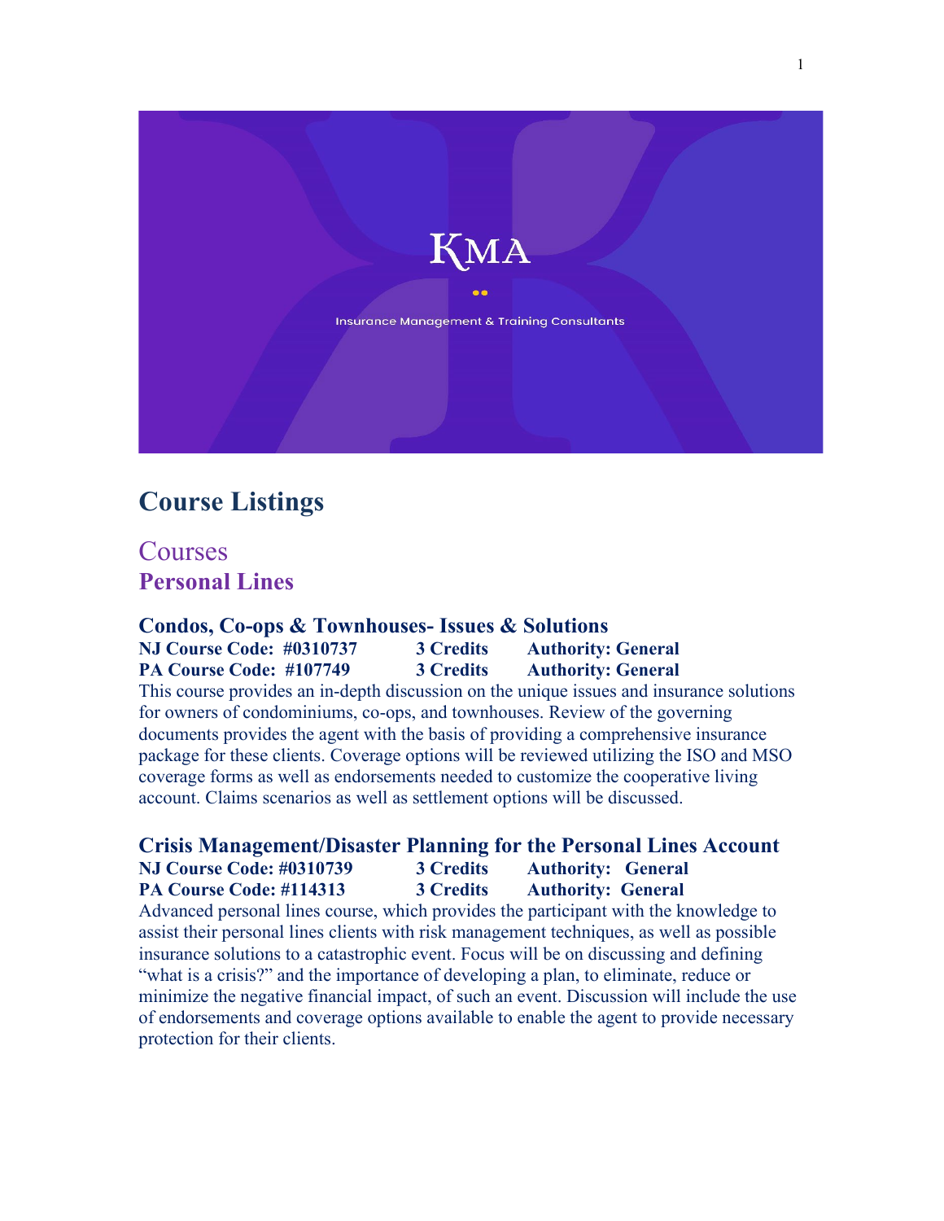KMA

Insurance Management & Training Consultants

# Course Listings

## Courses

## Personal Lines

### Condos, Co-ops & Townhouses- Issues & Solutions

**NJ Course Code: #0310737 3 Credits Authority: General**
**PA Course Code: #107749 3 Credits Authority: General**

This course provides an in-depth discussion on the unique issues and insurance solutions for owners of condominiums, co-ops, and townhouses. Review of the governing documents provides the agent with the basis of providing a comprehensive insurance package for these clients. Coverage options will be reviewed utilizing the ISO and MSO coverage forms as well as endorsements needed to customize the cooperative living account. Claims scenarios as well as settlement options will be discussed.

### Crisis Management/Disaster Planning for the Personal Lines Account

**NJ Course Code: #0310739 3 Credits Authority: General**
**PA Course Code: #114313 3 Credits Authority: General**

Advanced personal lines course, which provides the participant with the knowledge to assist their personal lines clients with risk management techniques, as well as possible insurance solutions to a catastrophic event. Focus will be on discussing and defining "what is a crisis?" and the importance of developing a plan, to eliminate, reduce or minimize the negative financial impact, of such an event. Discussion will include the use of endorsements and coverage options available to enable the agent to provide necessary protection for their clients.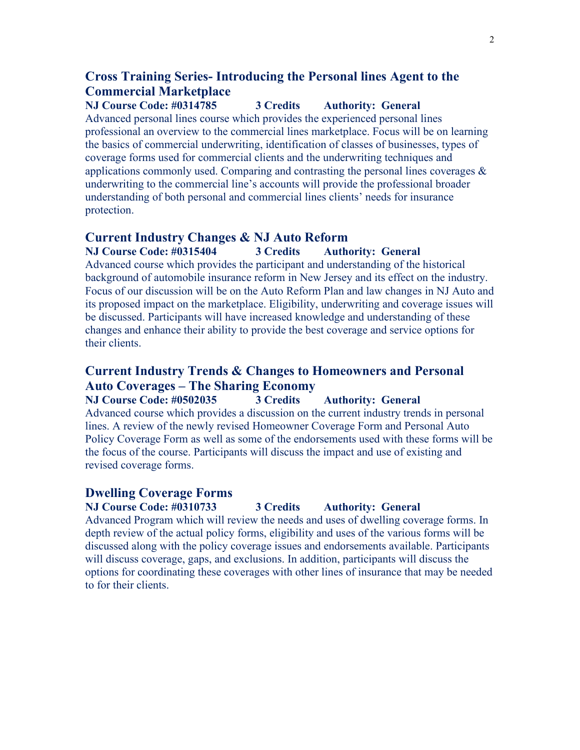## Cross Training Series- Introducing the Personal lines Agent to the Commercial Marketplace

**NJ Course Code: #0314785 3 Credits Authority: General**

Advanced personal lines course which provides the experienced personal lines professional an overview to the commercial lines marketplace. Focus will be on learning the basics of commercial underwriting, identification of classes of businesses, types of coverage forms used for commercial clients and the underwriting techniques and applications commonly used. Comparing and contrasting the personal lines coverages & underwriting to the commercial line's accounts will provide the professional broader understanding of both personal and commercial lines clients' needs for insurance protection.

## Current Industry Changes & NJ Auto Reform

**NJ Course Code: #0315404 3 Credits Authority: General**

Advanced course which provides the participant and understanding of the historical background of automobile insurance reform in New Jersey and its effect on the industry. Focus of our discussion will be on the Auto Reform Plan and law changes in NJ Auto and its proposed impact on the marketplace. Eligibility, underwriting and coverage issues will be discussed. Participants will have increased knowledge and understanding of these changes and enhance their ability to provide the best coverage and service options for their clients.

## Current Industry Trends & Changes to Homeowners and Personal Auto Coverages – The Sharing Economy

**NJ Course Code: #0502035 3 Credits Authority: General**

Advanced course which provides a discussion on the current industry trends in personal lines. A review of the newly revised Homeowner Coverage Form and Personal Auto Policy Coverage Form as well as some of the endorsements used with these forms will be the focus of the course. Participants will discuss the impact and use of existing and revised coverage forms.

## Dwelling Coverage Forms

**NJ Course Code: #0310733 3 Credits Authority: General**

Advanced Program which will review the needs and uses of dwelling coverage forms. In depth review of the actual policy forms, eligibility and uses of the various forms will be discussed along with the policy coverage issues and endorsements available. Participants will discuss coverage, gaps, and exclusions. In addition, participants will discuss the options for coordinating these coverages with other lines of insurance that may be needed to for their clients.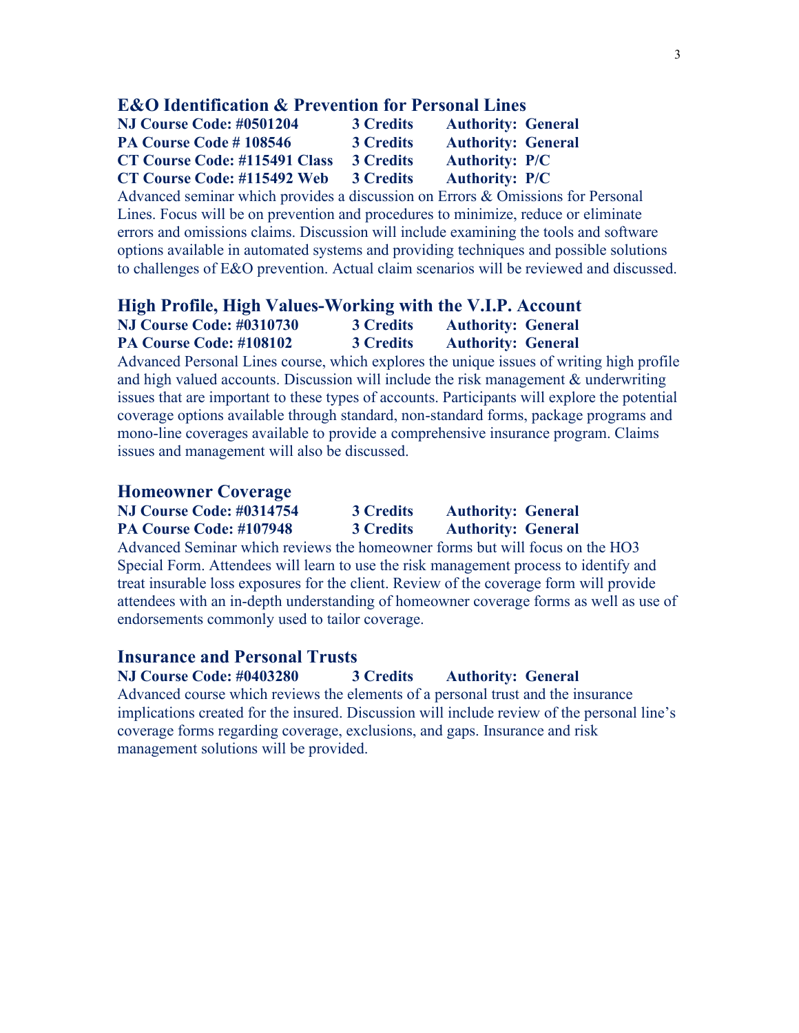## E&O Identification & Prevention for Personal Lines

| | | |
|---|---|---|
| **NJ Course Code: #0501204** | **3 Credits** | **Authority: General** |
| **PA Course Code # 108546** | **3 Credits** | **Authority: General** |
| **CT Course Code: #115491 Class** | **3 Credits** | **Authority: P/C** |
| **CT Course Code: #115492 Web** | **3 Credits** | **Authority: P/C** |

Advanced seminar which provides a discussion on Errors & Omissions for Personal Lines. Focus will be on prevention and procedures to minimize, reduce or eliminate errors and omissions claims. Discussion will include examining the tools and software options available in automated systems and providing techniques and possible solutions to challenges of E&O prevention. Actual claim scenarios will be reviewed and discussed.

## High Profile, High Values-Working with the V.I.P. Account

| | | |
|---|---|---|
| **NJ Course Code: #0310730** | **3 Credits** | **Authority: General** |
| **PA Course Code: #108102** | **3 Credits** | **Authority: General** |

Advanced Personal Lines course, which explores the unique issues of writing high profile and high valued accounts. Discussion will include the risk management & underwriting issues that are important to these types of accounts. Participants will explore the potential coverage options available through standard, non-standard forms, package programs and mono-line coverages available to provide a comprehensive insurance program. Claims issues and management will also be discussed.

## Homeowner Coverage

| | | |
|---|---|---|
| **NJ Course Code: #0314754** | **3 Credits** | **Authority: General** |
| **PA Course Code: #107948** | **3 Credits** | **Authority: General** |

Advanced Seminar which reviews the homeowner forms but will focus on the HO3 Special Form. Attendees will learn to use the risk management process to identify and treat insurable loss exposures for the client. Review of the coverage form will provide attendees with an in-depth understanding of homeowner coverage forms as well as use of endorsements commonly used to tailor coverage.

## Insurance and Personal Trusts

| | | |
|---|---|---|
| **NJ Course Code: #0403280** | **3 Credits** | **Authority: General** |

Advanced course which reviews the elements of a personal trust and the insurance implications created for the insured. Discussion will include review of the personal line's coverage forms regarding coverage, exclusions, and gaps. Insurance and risk management solutions will be provided.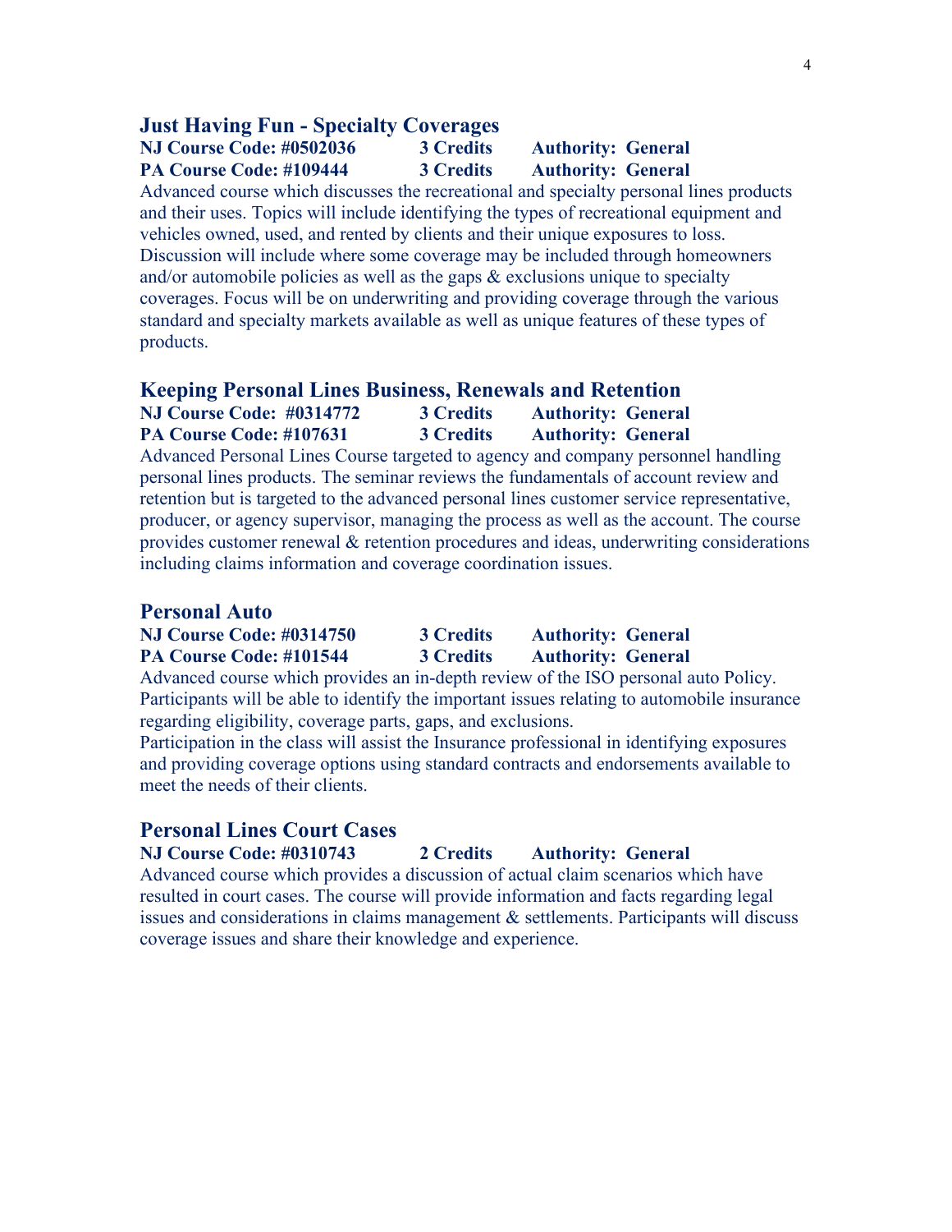## Just Having Fun - Specialty Coverages

**NJ Course Code: #0502036 3 Credits Authority: General**
**PA Course Code: #109444 3 Credits Authority: General**

Advanced course which discusses the recreational and specialty personal lines products and their uses. Topics will include identifying the types of recreational equipment and vehicles owned, used, and rented by clients and their unique exposures to loss. Discussion will include where some coverage may be included through homeowners and/or automobile policies as well as the gaps & exclusions unique to specialty coverages. Focus will be on underwriting and providing coverage through the various standard and specialty markets available as well as unique features of these types of products.

## Keeping Personal Lines Business, Renewals and Retention

**NJ Course Code: #0314772 3 Credits Authority: General**
**PA Course Code: #107631 3 Credits Authority: General**

Advanced Personal Lines Course targeted to agency and company personnel handling personal lines products. The seminar reviews the fundamentals of account review and retention but is targeted to the advanced personal lines customer service representative, producer, or agency supervisor, managing the process as well as the account. The course provides customer renewal & retention procedures and ideas, underwriting considerations including claims information and coverage coordination issues.

## Personal Auto

**NJ Course Code: #0314750 3 Credits Authority: General**
**PA Course Code: #101544 3 Credits Authority: General**

Advanced course which provides an in-depth review of the ISO personal auto Policy. Participants will be able to identify the important issues relating to automobile insurance regarding eligibility, coverage parts, gaps, and exclusions.

Participation in the class will assist the Insurance professional in identifying exposures and providing coverage options using standard contracts and endorsements available to meet the needs of their clients.

## Personal Lines Court Cases

**NJ Course Code: #0310743 2 Credits Authority: General**

Advanced course which provides a discussion of actual claim scenarios which have resulted in court cases. The course will provide information and facts regarding legal issues and considerations in claims management & settlements. Participants will discuss coverage issues and share their knowledge and experience.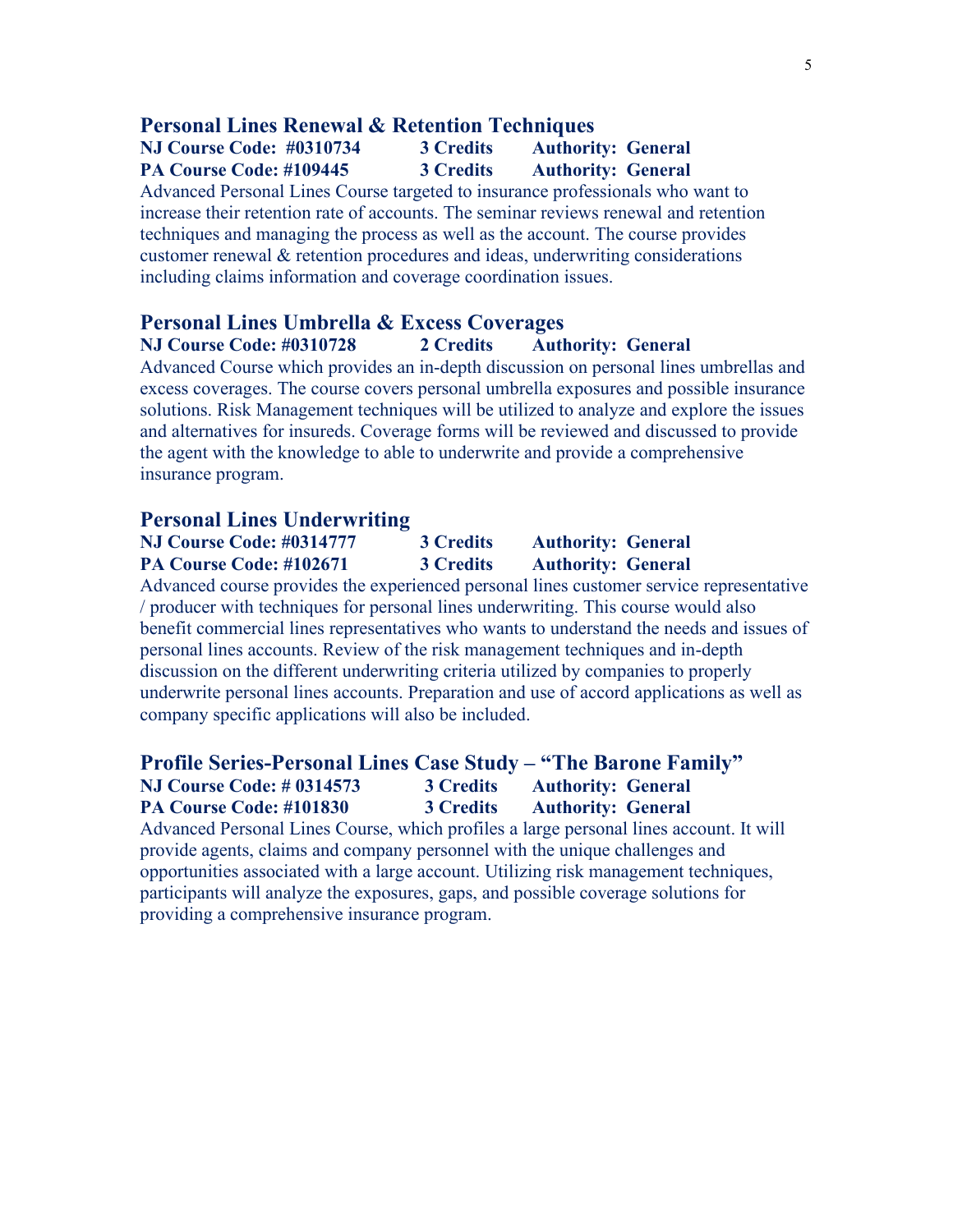## Personal Lines Renewal & Retention Techniques

**NJ Course Code: #0310734 3 Credits Authority: General**
**PA Course Code: #109445 3 Credits Authority: General**

Advanced Personal Lines Course targeted to insurance professionals who want to increase their retention rate of accounts. The seminar reviews renewal and retention techniques and managing the process as well as the account. The course provides customer renewal & retention procedures and ideas, underwriting considerations including claims information and coverage coordination issues.

## Personal Lines Umbrella & Excess Coverages

**NJ Course Code: #0310728 2 Credits Authority: General**

Advanced Course which provides an in-depth discussion on personal lines umbrellas and excess coverages. The course covers personal umbrella exposures and possible insurance solutions. Risk Management techniques will be utilized to analyze and explore the issues and alternatives for insureds. Coverage forms will be reviewed and discussed to provide the agent with the knowledge to able to underwrite and provide a comprehensive insurance program.

## Personal Lines Underwriting

**NJ Course Code: #0314777 3 Credits Authority: General**
**PA Course Code: #102671 3 Credits Authority: General**

Advanced course provides the experienced personal lines customer service representative / producer with techniques for personal lines underwriting. This course would also benefit commercial lines representatives who wants to understand the needs and issues of personal lines accounts. Review of the risk management techniques and in-depth discussion on the different underwriting criteria utilized by companies to properly underwrite personal lines accounts. Preparation and use of accord applications as well as company specific applications will also be included.

## Profile Series-Personal Lines Case Study – "The Barone Family"

**NJ Course Code: # 0314573 3 Credits Authority: General**
**PA Course Code: #101830 3 Credits Authority: General**

Advanced Personal Lines Course, which profiles a large personal lines account. It will provide agents, claims and company personnel with the unique challenges and opportunities associated with a large account. Utilizing risk management techniques, participants will analyze the exposures, gaps, and possible coverage solutions for providing a comprehensive insurance program.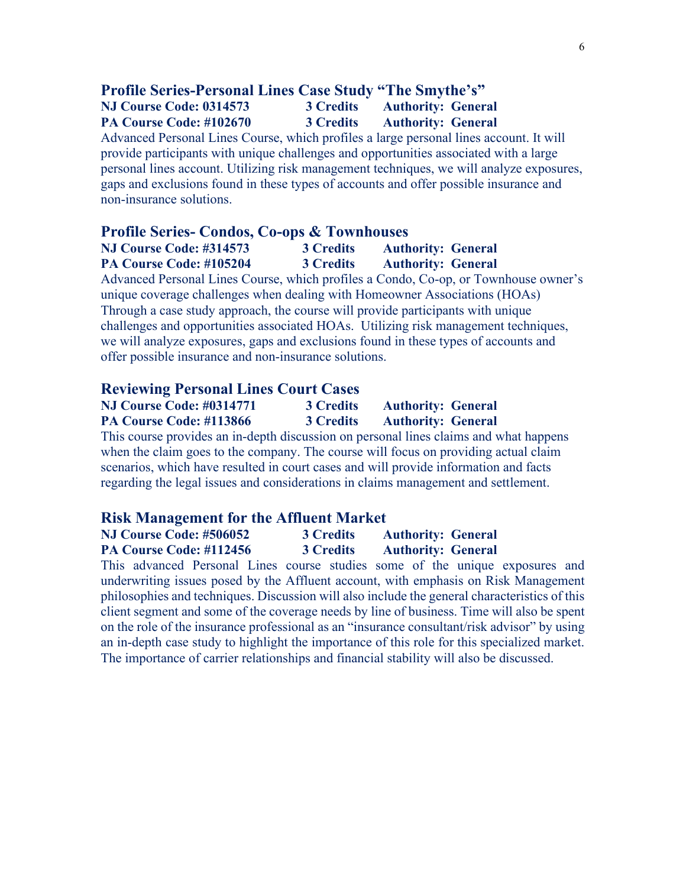## Profile Series-Personal Lines Case Study “The Smythe’s”

**NJ Course Code: 0314573 3 Credits Authority: General**
**PA Course Code: #102670 3 Credits Authority: General**

Advanced Personal Lines Course, which profiles a large personal lines account. It will provide participants with unique challenges and opportunities associated with a large personal lines account. Utilizing risk management techniques, we will analyze exposures, gaps and exclusions found in these types of accounts and offer possible insurance and non-insurance solutions.

## Profile Series- Condos, Co-ops & Townhouses

**NJ Course Code: #314573 3 Credits Authority: General**
**PA Course Code: #105204 3 Credits Authority: General**

Advanced Personal Lines Course, which profiles a Condo, Co-op, or Townhouse owner’s unique coverage challenges when dealing with Homeowner Associations (HOAs) Through a case study approach, the course will provide participants with unique challenges and opportunities associated HOAs. Utilizing risk management techniques, we will analyze exposures, gaps and exclusions found in these types of accounts and offer possible insurance and non-insurance solutions.

## Reviewing Personal Lines Court Cases

**NJ Course Code: #0314771 3 Credits Authority: General**
**PA Course Code: #113866 3 Credits Authority: General**

This course provides an in-depth discussion on personal lines claims and what happens when the claim goes to the company. The course will focus on providing actual claim scenarios, which have resulted in court cases and will provide information and facts regarding the legal issues and considerations in claims management and settlement.

## Risk Management for the Affluent Market

**NJ Course Code: #506052 3 Credits Authority: General**
**PA Course Code: #112456 3 Credits Authority: General**

This advanced Personal Lines course studies some of the unique exposures and underwriting issues posed by the Affluent account, with emphasis on Risk Management philosophies and techniques. Discussion will also include the general characteristics of this client segment and some of the coverage needs by line of business. Time will also be spent on the role of the insurance professional as an “insurance consultant/risk advisor” by using an in-depth case study to highlight the importance of this role for this specialized market. The importance of carrier relationships and financial stability will also be discussed.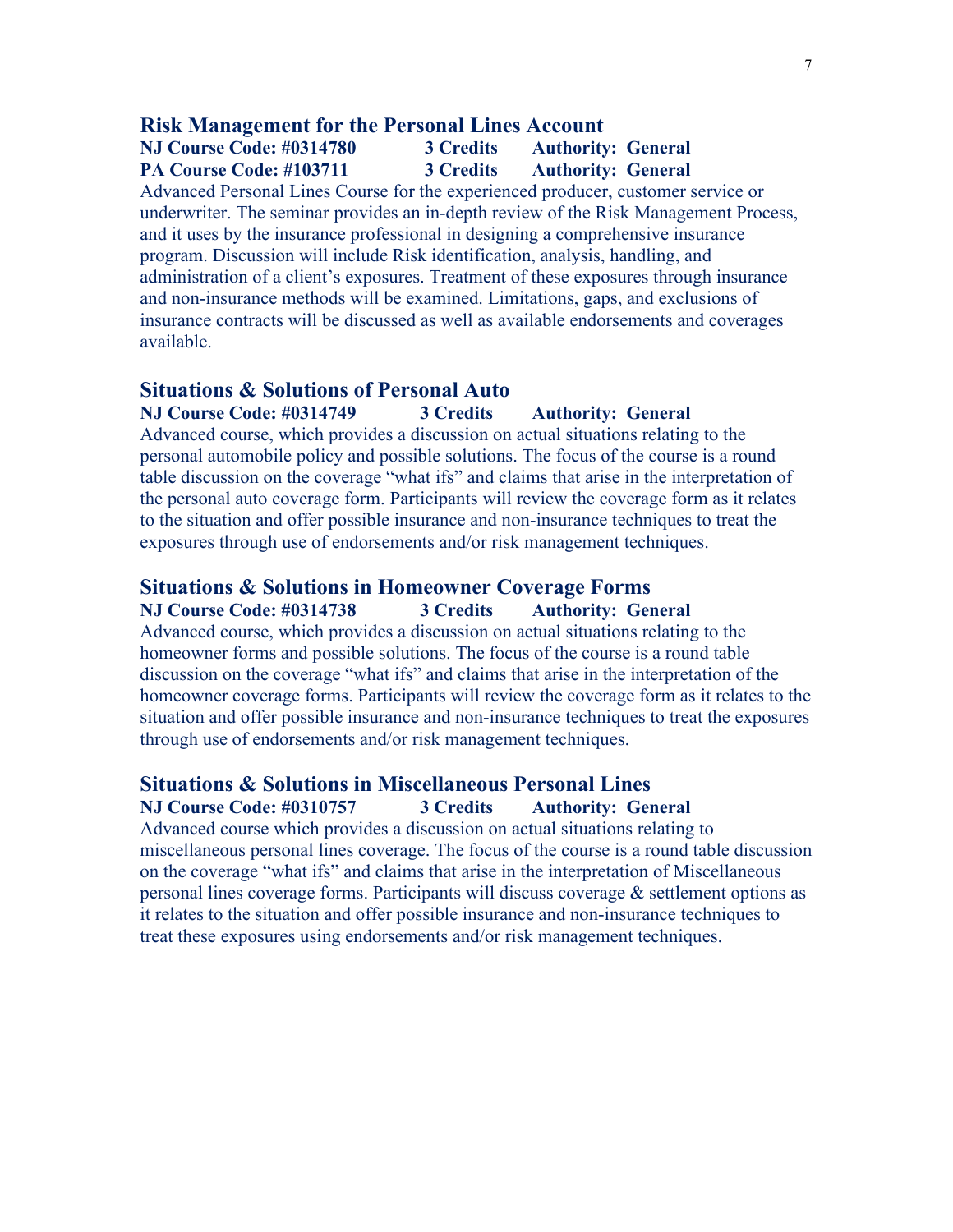## Risk Management for the Personal Lines Account

**NJ Course Code: #0314780 3 Credits Authority: General**
**PA Course Code: #103711 3 Credits Authority: General**

Advanced Personal Lines Course for the experienced producer, customer service or underwriter. The seminar provides an in-depth review of the Risk Management Process, and it uses by the insurance professional in designing a comprehensive insurance program. Discussion will include Risk identification, analysis, handling, and administration of a client's exposures. Treatment of these exposures through insurance and non-insurance methods will be examined. Limitations, gaps, and exclusions of insurance contracts will be discussed as well as available endorsements and coverages available.

## Situations & Solutions of Personal Auto

**NJ Course Code: #0314749 3 Credits Authority: General**

Advanced course, which provides a discussion on actual situations relating to the personal automobile policy and possible solutions. The focus of the course is a round table discussion on the coverage "what ifs" and claims that arise in the interpretation of the personal auto coverage form. Participants will review the coverage form as it relates to the situation and offer possible insurance and non-insurance techniques to treat the exposures through use of endorsements and/or risk management techniques.

## Situations & Solutions in Homeowner Coverage Forms

**NJ Course Code: #0314738 3 Credits Authority: General**

Advanced course, which provides a discussion on actual situations relating to the homeowner forms and possible solutions. The focus of the course is a round table discussion on the coverage "what ifs" and claims that arise in the interpretation of the homeowner coverage forms. Participants will review the coverage form as it relates to the situation and offer possible insurance and non-insurance techniques to treat the exposures through use of endorsements and/or risk management techniques.

## Situations & Solutions in Miscellaneous Personal Lines

**NJ Course Code: #0310757 3 Credits Authority: General**

Advanced course which provides a discussion on actual situations relating to miscellaneous personal lines coverage. The focus of the course is a round table discussion on the coverage "what ifs" and claims that arise in the interpretation of Miscellaneous personal lines coverage forms. Participants will discuss coverage & settlement options as it relates to the situation and offer possible insurance and non-insurance techniques to treat these exposures using endorsements and/or risk management techniques.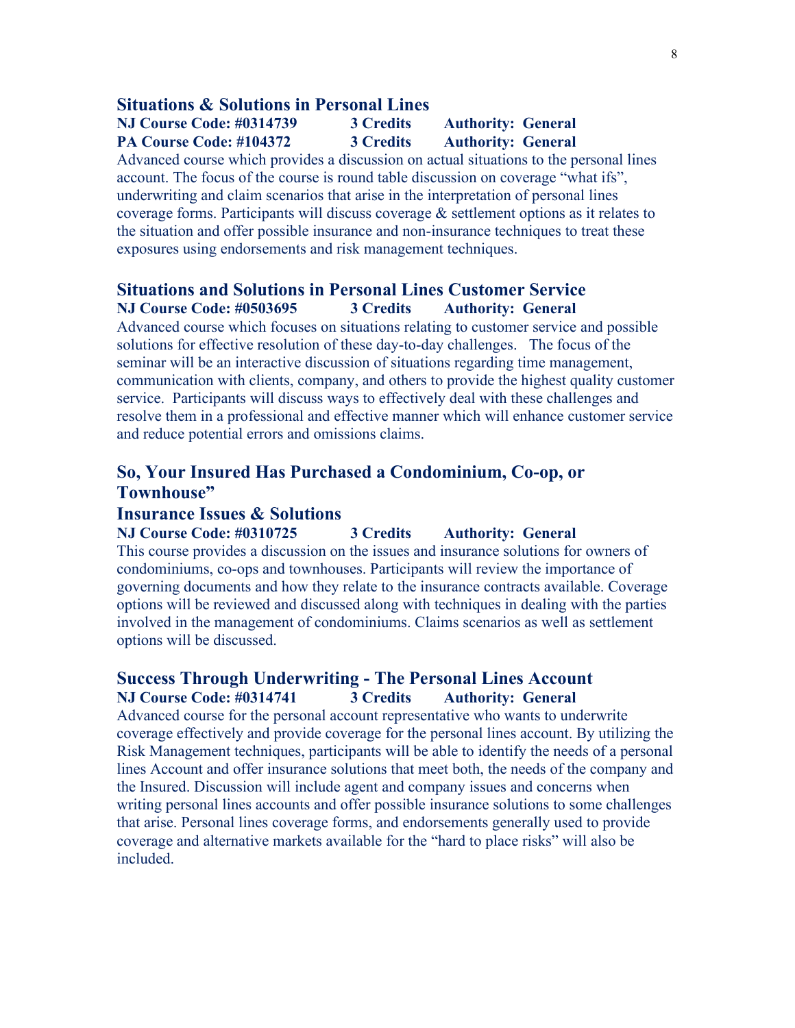## Situations & Solutions in Personal Lines

**NJ Course Code: #0314739 3 Credits Authority: General**
**PA Course Code: #104372 3 Credits Authority: General**

Advanced course which provides a discussion on actual situations to the personal lines account. The focus of the course is round table discussion on coverage "what ifs", underwriting and claim scenarios that arise in the interpretation of personal lines coverage forms. Participants will discuss coverage & settlement options as it relates to the situation and offer possible insurance and non-insurance techniques to treat these exposures using endorsements and risk management techniques.

## Situations and Solutions in Personal Lines Customer Service

**NJ Course Code: #0503695 3 Credits Authority: General**

Advanced course which focuses on situations relating to customer service and possible solutions for effective resolution of these day-to-day challenges. The focus of the seminar will be an interactive discussion of situations regarding time management, communication with clients, company, and others to provide the highest quality customer service. Participants will discuss ways to effectively deal with these challenges and resolve them in a professional and effective manner which will enhance customer service and reduce potential errors and omissions claims.

## So, Your Insured Has Purchased a Condominium, Co-op, or Townhouse"

## Insurance Issues & Solutions

**NJ Course Code: #0310725 3 Credits Authority: General**

This course provides a discussion on the issues and insurance solutions for owners of condominiums, co-ops and townhouses. Participants will review the importance of governing documents and how they relate to the insurance contracts available. Coverage options will be reviewed and discussed along with techniques in dealing with the parties involved in the management of condominiums. Claims scenarios as well as settlement options will be discussed.

## Success Through Underwriting - The Personal Lines Account

**NJ Course Code: #0314741 3 Credits Authority: General**

Advanced course for the personal account representative who wants to underwrite coverage effectively and provide coverage for the personal lines account. By utilizing the Risk Management techniques, participants will be able to identify the needs of a personal lines Account and offer insurance solutions that meet both, the needs of the company and the Insured. Discussion will include agent and company issues and concerns when writing personal lines accounts and offer possible insurance solutions to some challenges that arise. Personal lines coverage forms, and endorsements generally used to provide coverage and alternative markets available for the "hard to place risks" will also be included.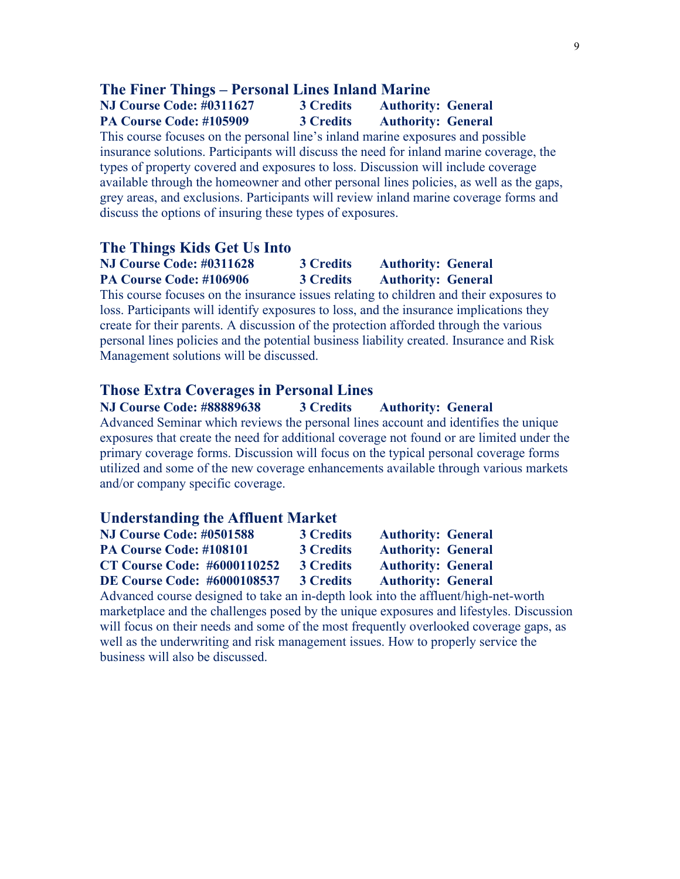## The Finer Things – Personal Lines Inland Marine

| | | |
|---|---|---|
| **NJ Course Code: #0311627** | **3 Credits** | **Authority: General** |
| **PA Course Code: #105909** | **3 Credits** | **Authority: General** |

This course focuses on the personal line's inland marine exposures and possible insurance solutions. Participants will discuss the need for inland marine coverage, the types of property covered and exposures to loss. Discussion will include coverage available through the homeowner and other personal lines policies, as well as the gaps, grey areas, and exclusions. Participants will review inland marine coverage forms and discuss the options of insuring these types of exposures.

## The Things Kids Get Us Into

| | | |
|---|---|---|
| **NJ Course Code: #0311628** | **3 Credits** | **Authority: General** |
| **PA Course Code: #106906** | **3 Credits** | **Authority: General** |

This course focuses on the insurance issues relating to children and their exposures to loss. Participants will identify exposures to loss, and the insurance implications they create for their parents. A discussion of the protection afforded through the various personal lines policies and the potential business liability created. Insurance and Risk Management solutions will be discussed.

## Those Extra Coverages in Personal Lines

| | | |
|---|---|---|
| **NJ Course Code: #88889638** | **3 Credits** | **Authority: General** |

Advanced Seminar which reviews the personal lines account and identifies the unique exposures that create the need for additional coverage not found or are limited under the primary coverage forms. Discussion will focus on the typical personal coverage forms utilized and some of the new coverage enhancements available through various markets and/or company specific coverage.

## Understanding the Affluent Market

| | | |
|---|---|---|
| **NJ Course Code: #0501588** | **3 Credits** | **Authority: General** |
| **PA Course Code: #108101** | **3 Credits** | **Authority: General** |
| **CT Course Code: #6000110252** | **3 Credits** | **Authority: General** |
| **DE Course Code: #6000108537** | **3 Credits** | **Authority: General** |

Advanced course designed to take an in-depth look into the affluent/high-net-worth marketplace and the challenges posed by the unique exposures and lifestyles. Discussion will focus on their needs and some of the most frequently overlooked coverage gaps, as well as the underwriting and risk management issues. How to properly service the business will also be discussed.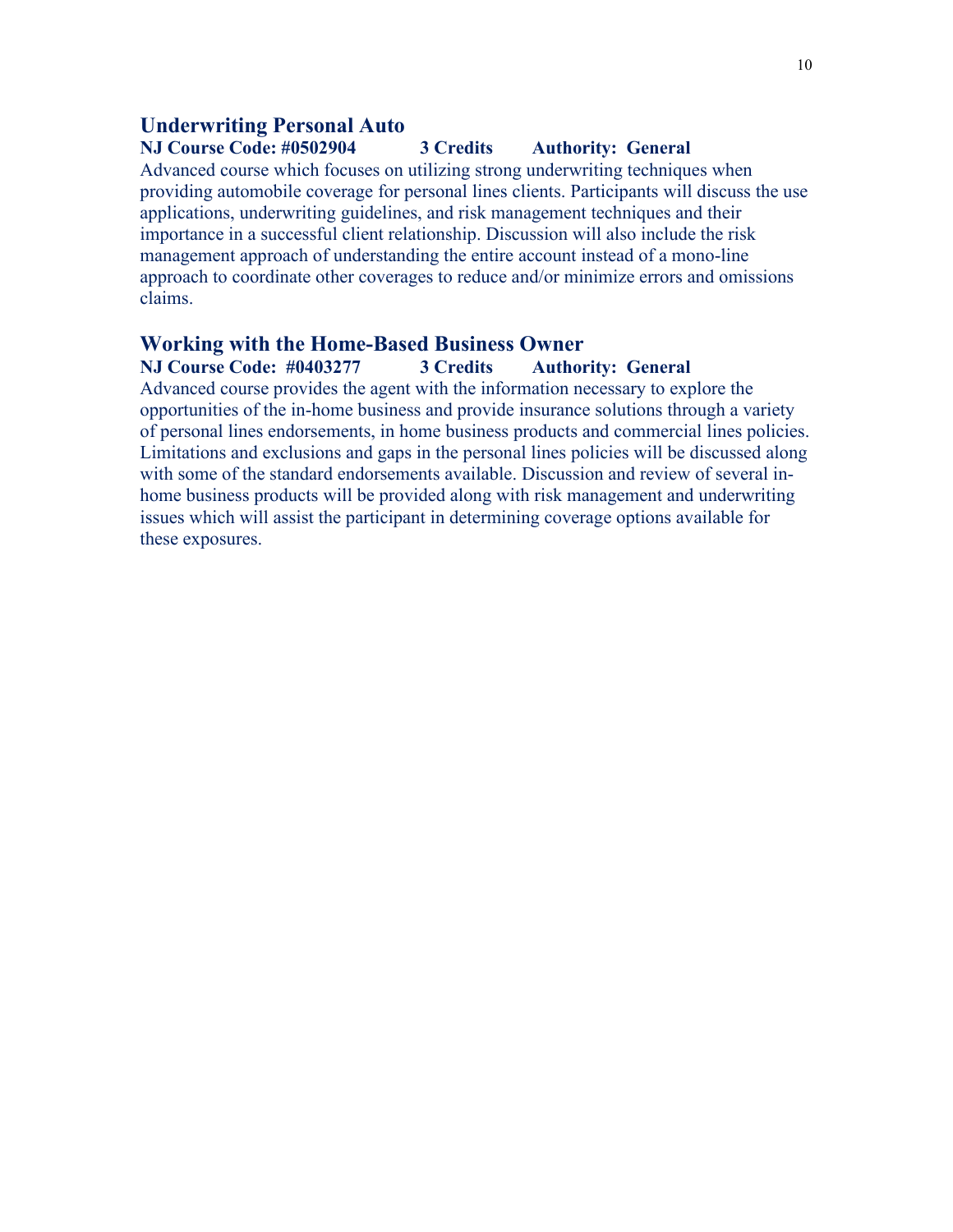## Underwriting Personal Auto

**NJ Course Code: #0502904 3 Credits Authority: General**

Advanced course which focuses on utilizing strong underwriting techniques when providing automobile coverage for personal lines clients. Participants will discuss the use applications, underwriting guidelines, and risk management techniques and their importance in a successful client relationship. Discussion will also include the risk management approach of understanding the entire account instead of a mono-line approach to coordinate other coverages to reduce and/or minimize errors and omissions claims.

## Working with the Home-Based Business Owner

**NJ Course Code: #0403277 3 Credits Authority: General**

Advanced course provides the agent with the information necessary to explore the opportunities of the in-home business and provide insurance solutions through a variety of personal lines endorsements, in home business products and commercial lines policies. Limitations and exclusions and gaps in the personal lines policies will be discussed along with some of the standard endorsements available. Discussion and review of several in-home business products will be provided along with risk management and underwriting issues which will assist the participant in determining coverage options available for these exposures.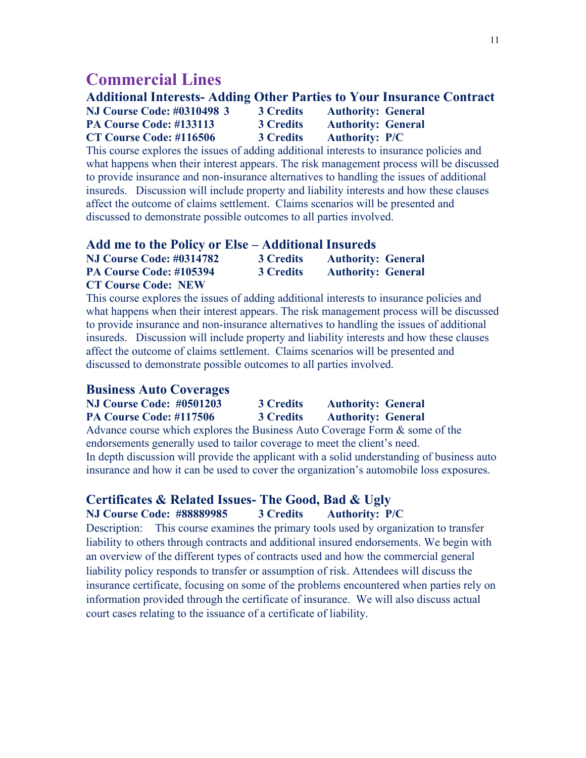# Commercial Lines

## Additional Interests- Adding Other Parties to Your Insurance Contract

**NJ Course Code: #0310498 3 3 Credits Authority: General**
**PA Course Code: #133113 3 Credits Authority: General**
**CT Course Code: #116506 3 Credits Authority: P/C**

This course explores the issues of adding additional interests to insurance policies and what happens when their interest appears. The risk management process will be discussed to provide insurance and non-insurance alternatives to handling the issues of additional insureds. Discussion will include property and liability interests and how these clauses affect the outcome of claims settlement. Claims scenarios will be presented and discussed to demonstrate possible outcomes to all parties involved.

## Add me to the Policy or Else – Additional Insureds

**NJ Course Code: #0314782 3 Credits Authority: General**
**PA Course Code: #105394 3 Credits Authority: General**
**CT Course Code: NEW**

This course explores the issues of adding additional interests to insurance policies and what happens when their interest appears. The risk management process will be discussed to provide insurance and non-insurance alternatives to handling the issues of additional insureds. Discussion will include property and liability interests and how these clauses affect the outcome of claims settlement. Claims scenarios will be presented and discussed to demonstrate possible outcomes to all parties involved.

## Business Auto Coverages

**NJ Course Code: #0501203 3 Credits Authority: General**
**PA Course Code: #117506 3 Credits Authority: General**

Advance course which explores the Business Auto Coverage Form & some of the endorsements generally used to tailor coverage to meet the client's need.
In depth discussion will provide the applicant with a solid understanding of business auto insurance and how it can be used to cover the organization's automobile loss exposures.

## Certificates & Related Issues- The Good, Bad & Ugly

**NJ Course Code: #88889985 3 Credits Authority: P/C**

Description: This course examines the primary tools used by organization to transfer liability to others through contracts and additional insured endorsements. We begin with an overview of the different types of contracts used and how the commercial general liability policy responds to transfer or assumption of risk. Attendees will discuss the insurance certificate, focusing on some of the problems encountered when parties rely on information provided through the certificate of insurance. We will also discuss actual court cases relating to the issuance of a certificate of liability.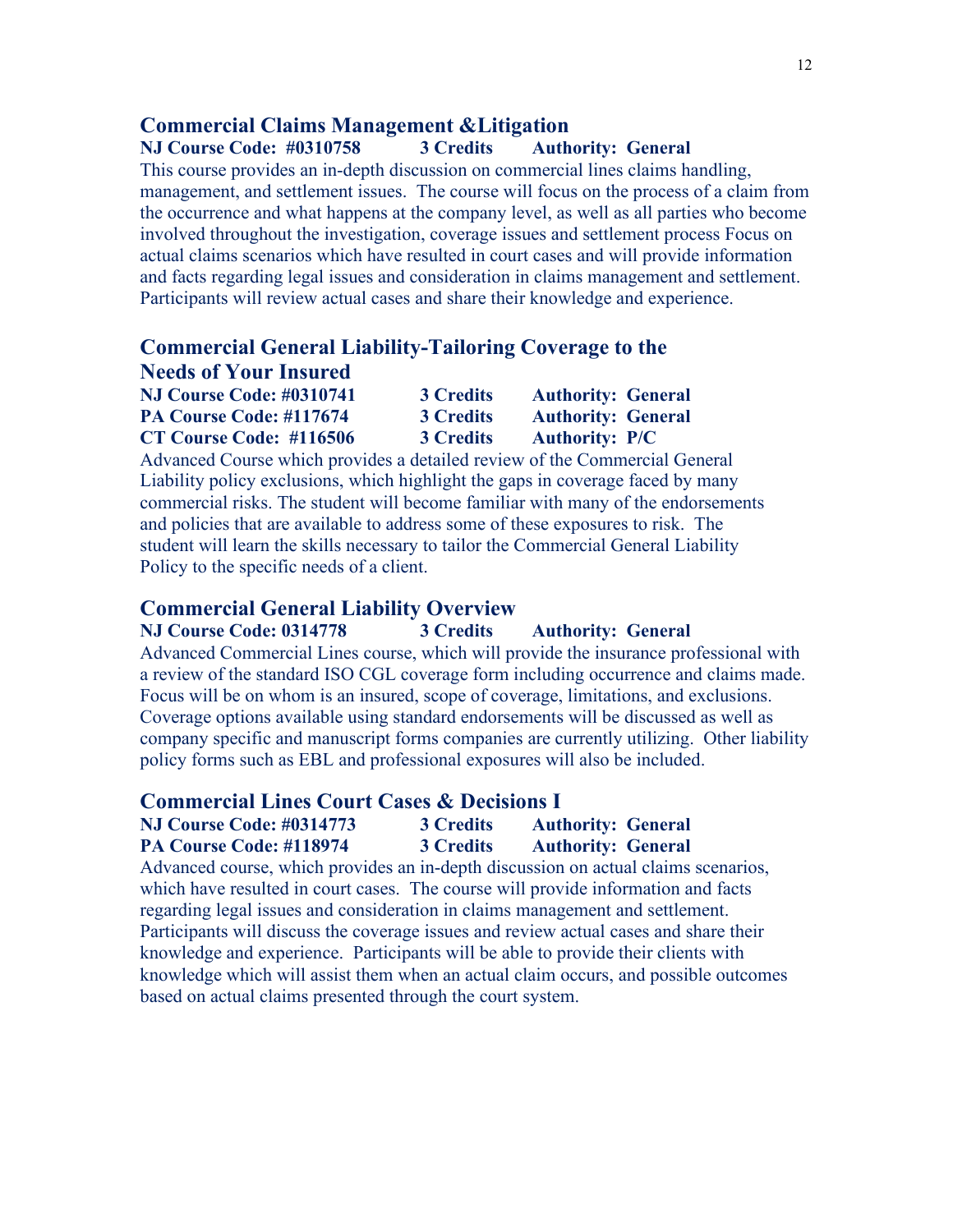## Commercial Claims Management &Litigation

**NJ Course Code: #0310758 3 Credits Authority: General**

This course provides an in-depth discussion on commercial lines claims handling, management, and settlement issues. The course will focus on the process of a claim from the occurrence and what happens at the company level, as well as all parties who become involved throughout the investigation, coverage issues and settlement process Focus on actual claims scenarios which have resulted in court cases and will provide information and facts regarding legal issues and consideration in claims management and settlement. Participants will review actual cases and share their knowledge and experience.

## Commercial General Liability-Tailoring Coverage to the Needs of Your Insured

**NJ Course Code: #0310741 3 Credits Authority: General**
**PA Course Code: #117674 3 Credits Authority: General**
**CT Course Code: #116506 3 Credits Authority: P/C**

Advanced Course which provides a detailed review of the Commercial General Liability policy exclusions, which highlight the gaps in coverage faced by many commercial risks. The student will become familiar with many of the endorsements and policies that are available to address some of these exposures to risk. The student will learn the skills necessary to tailor the Commercial General Liability Policy to the specific needs of a client.

## Commercial General Liability Overview

**NJ Course Code: 0314778 3 Credits Authority: General**

Advanced Commercial Lines course, which will provide the insurance professional with a review of the standard ISO CGL coverage form including occurrence and claims made. Focus will be on whom is an insured, scope of coverage, limitations, and exclusions. Coverage options available using standard endorsements will be discussed as well as company specific and manuscript forms companies are currently utilizing. Other liability policy forms such as EBL and professional exposures will also be included.

## Commercial Lines Court Cases & Decisions I

**NJ Course Code: #0314773 3 Credits Authority: General**
**PA Course Code: #118974 3 Credits Authority: General**

Advanced course, which provides an in-depth discussion on actual claims scenarios, which have resulted in court cases. The course will provide information and facts regarding legal issues and consideration in claims management and settlement. Participants will discuss the coverage issues and review actual cases and share their knowledge and experience. Participants will be able to provide their clients with knowledge which will assist them when an actual claim occurs, and possible outcomes based on actual claims presented through the court system.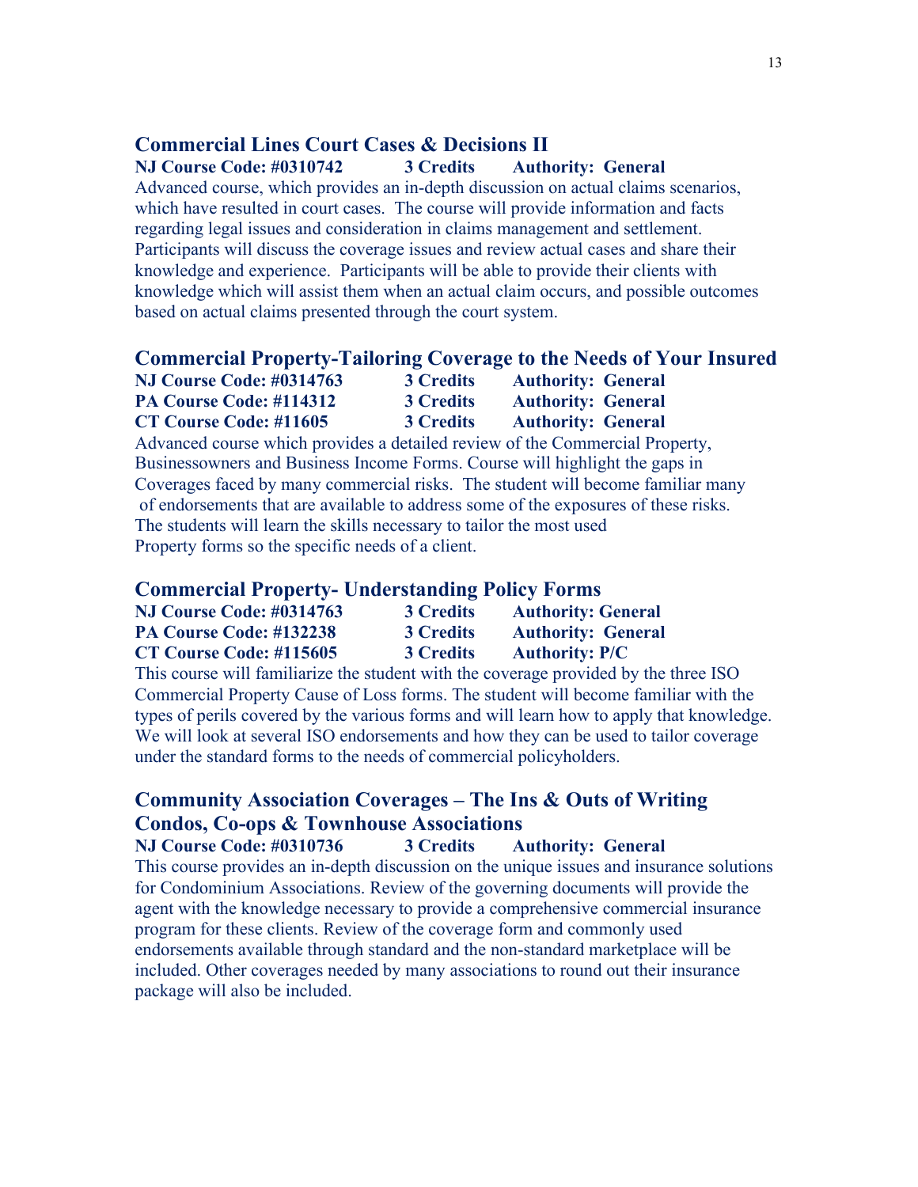## Commercial Lines Court Cases & Decisions II

**NJ Course Code: #0310742 3 Credits Authority: General**

Advanced course, which provides an in-depth discussion on actual claims scenarios, which have resulted in court cases. The course will provide information and facts regarding legal issues and consideration in claims management and settlement. Participants will discuss the coverage issues and review actual cases and share their knowledge and experience. Participants will be able to provide their clients with knowledge which will assist them when an actual claim occurs, and possible outcomes based on actual claims presented through the court system.

## Commercial Property-Tailoring Coverage to the Needs of Your Insured

**NJ Course Code: #0314763 3 Credits Authority: General**
**PA Course Code: #114312 3 Credits Authority: General**
**CT Course Code: #11605 3 Credits Authority: General**

Advanced course which provides a detailed review of the Commercial Property, Businessowners and Business Income Forms. Course will highlight the gaps in Coverages faced by many commercial risks. The student will become familiar many of endorsements that are available to address some of the exposures of these risks. The students will learn the skills necessary to tailor the most used Property forms so the specific needs of a client.

## Commercial Property- Understanding Policy Forms

**NJ Course Code: #0314763 3 Credits Authority: General**
**PA Course Code: #132238 3 Credits Authority: General**
**CT Course Code: #115605 3 Credits Authority: P/C**

This course will familiarize the student with the coverage provided by the three ISO Commercial Property Cause of Loss forms. The student will become familiar with the types of perils covered by the various forms and will learn how to apply that knowledge. We will look at several ISO endorsements and how they can be used to tailor coverage under the standard forms to the needs of commercial policyholders.

## Community Association Coverages – The Ins & Outs of Writing Condos, Co-ops & Townhouse Associations

**NJ Course Code: #0310736 3 Credits Authority: General**

This course provides an in-depth discussion on the unique issues and insurance solutions for Condominium Associations. Review of the governing documents will provide the agent with the knowledge necessary to provide a comprehensive commercial insurance program for these clients. Review of the coverage form and commonly used endorsements available through standard and the non-standard marketplace will be included. Other coverages needed by many associations to round out their insurance package will also be included.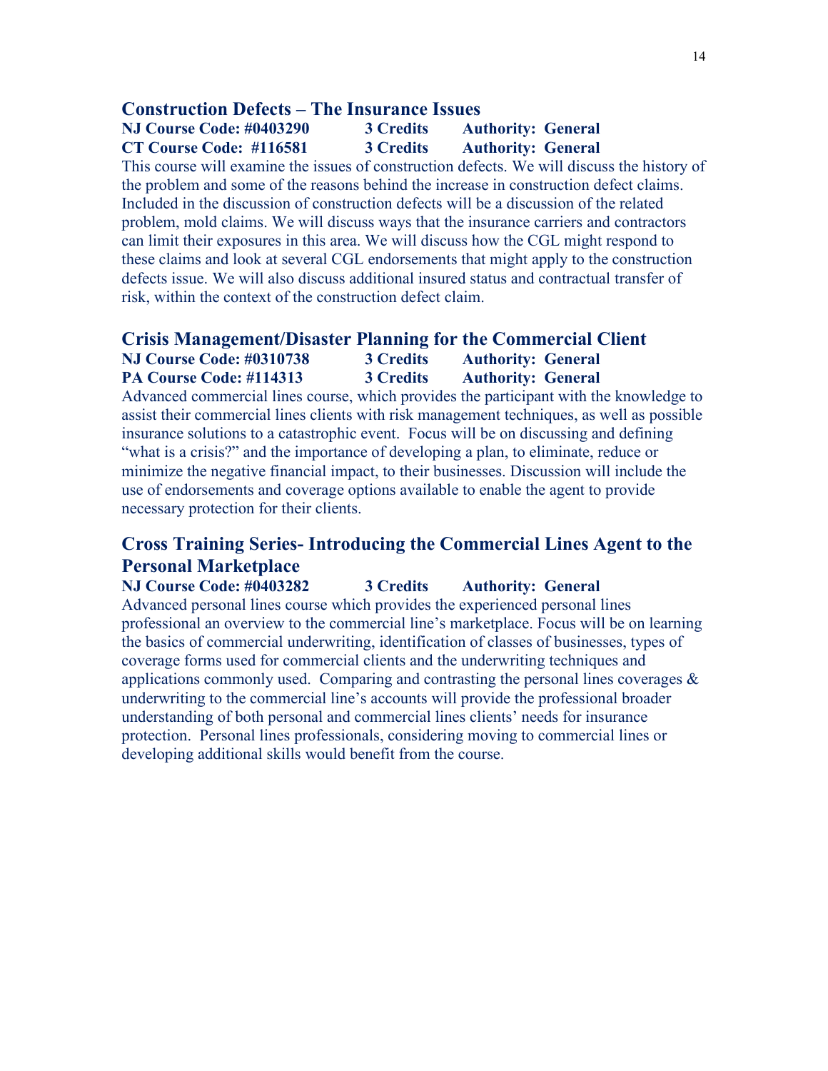## Construction Defects – The Insurance Issues

**NJ Course Code: #0403290 3 Credits Authority: General**
**CT Course Code: #116581 3 Credits Authority: General**

This course will examine the issues of construction defects. We will discuss the history of the problem and some of the reasons behind the increase in construction defect claims. Included in the discussion of construction defects will be a discussion of the related problem, mold claims. We will discuss ways that the insurance carriers and contractors can limit their exposures in this area. We will discuss how the CGL might respond to these claims and look at several CGL endorsements that might apply to the construction defects issue. We will also discuss additional insured status and contractual transfer of risk, within the context of the construction defect claim.

## Crisis Management/Disaster Planning for the Commercial Client

**NJ Course Code: #0310738 3 Credits Authority: General**
**PA Course Code: #114313 3 Credits Authority: General**

Advanced commercial lines course, which provides the participant with the knowledge to assist their commercial lines clients with risk management techniques, as well as possible insurance solutions to a catastrophic event. Focus will be on discussing and defining "what is a crisis?" and the importance of developing a plan, to eliminate, reduce or minimize the negative financial impact, to their businesses. Discussion will include the use of endorsements and coverage options available to enable the agent to provide necessary protection for their clients.

## Cross Training Series- Introducing the Commercial Lines Agent to the Personal Marketplace

**NJ Course Code: #0403282 3 Credits Authority: General**

Advanced personal lines course which provides the experienced personal lines professional an overview to the commercial line's marketplace. Focus will be on learning the basics of commercial underwriting, identification of classes of businesses, types of coverage forms used for commercial clients and the underwriting techniques and applications commonly used. Comparing and contrasting the personal lines coverages & underwriting to the commercial line's accounts will provide the professional broader understanding of both personal and commercial lines clients' needs for insurance protection. Personal lines professionals, considering moving to commercial lines or developing additional skills would benefit from the course.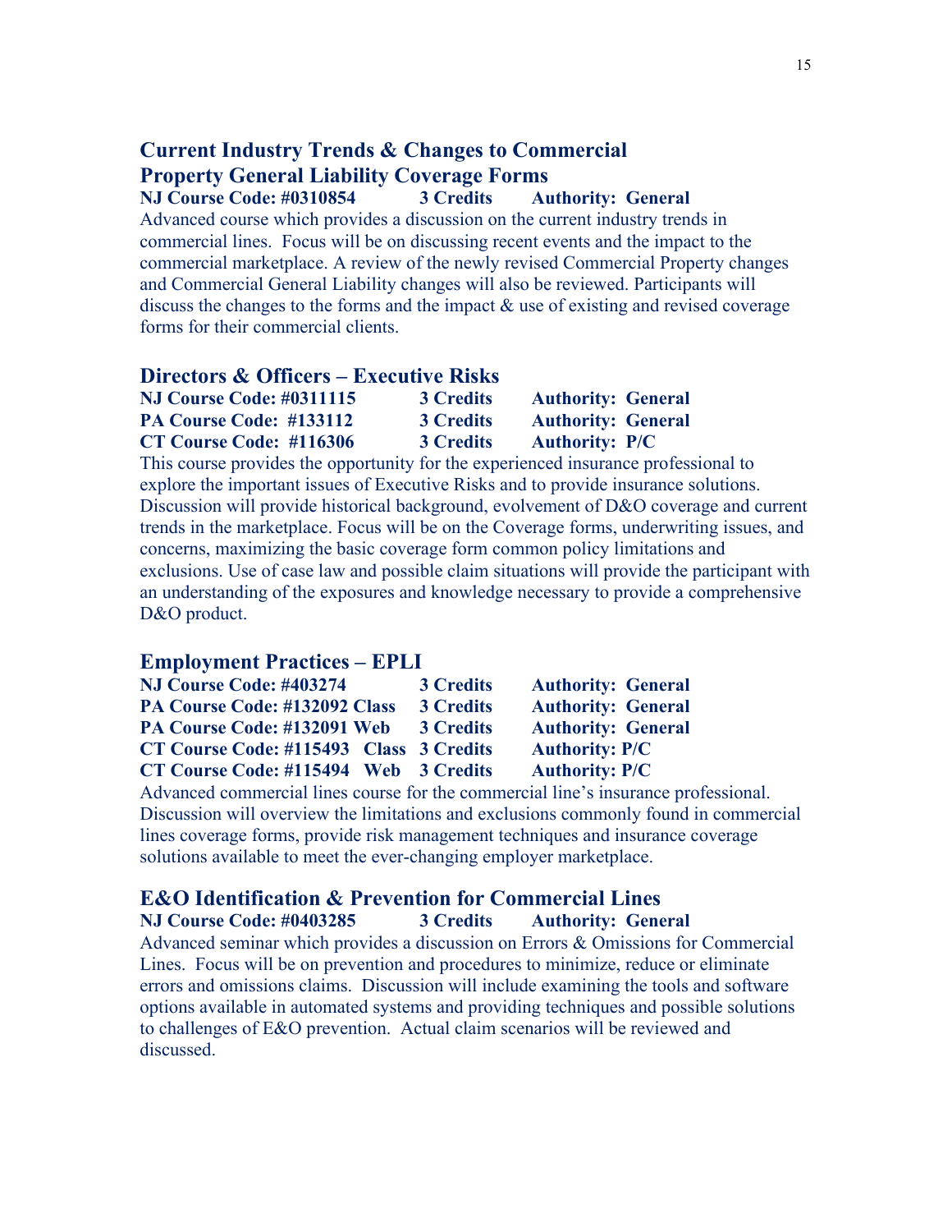## Current Industry Trends & Changes to Commercial Property General Liability Coverage Forms

**NJ Course Code: #0310854 3 Credits Authority: General**

Advanced course which provides a discussion on the current industry trends in commercial lines. Focus will be on discussing recent events and the impact to the commercial marketplace. A review of the newly revised Commercial Property changes and Commercial General Liability changes will also be reviewed. Participants will discuss the changes to the forms and the impact & use of existing and revised coverage forms for their commercial clients.

## Directors & Officers – Executive Risks

| | | |
|---|---|---|
| **NJ Course Code: #0311115** | **3 Credits** | **Authority: General** |
| **PA Course Code: #133112** | **3 Credits** | **Authority: General** |
| **CT Course Code: #116306** | **3 Credits** | **Authority: P/C** |

This course provides the opportunity for the experienced insurance professional to explore the important issues of Executive Risks and to provide insurance solutions. Discussion will provide historical background, evolvement of D&O coverage and current trends in the marketplace. Focus will be on the Coverage forms, underwriting issues, and concerns, maximizing the basic coverage form common policy limitations and exclusions. Use of case law and possible claim situations will provide the participant with an understanding of the exposures and knowledge necessary to provide a comprehensive D&O product.

## Employment Practices – EPLI

| | | |
|---|---|---|
| **NJ Course Code: #403274** | **3 Credits** | **Authority: General** |
| **PA Course Code: #132092 Class** | **3 Credits** | **Authority: General** |
| **PA Course Code: #132091 Web** | **3 Credits** | **Authority: General** |
| **CT Course Code: #115493 Class** | **3 Credits** | **Authority: P/C** |
| **CT Course Code: #115494 Web** | **3 Credits** | **Authority: P/C** |

Advanced commercial lines course for the commercial line's insurance professional. Discussion will overview the limitations and exclusions commonly found in commercial lines coverage forms, provide risk management techniques and insurance coverage solutions available to meet the ever-changing employer marketplace.

## E&O Identification & Prevention for Commercial Lines

**NJ Course Code: #0403285 3 Credits Authority: General**

Advanced seminar which provides a discussion on Errors & Omissions for Commercial Lines. Focus will be on prevention and procedures to minimize, reduce or eliminate errors and omissions claims. Discussion will include examining the tools and software options available in automated systems and providing techniques and possible solutions to challenges of E&O prevention. Actual claim scenarios will be reviewed and discussed.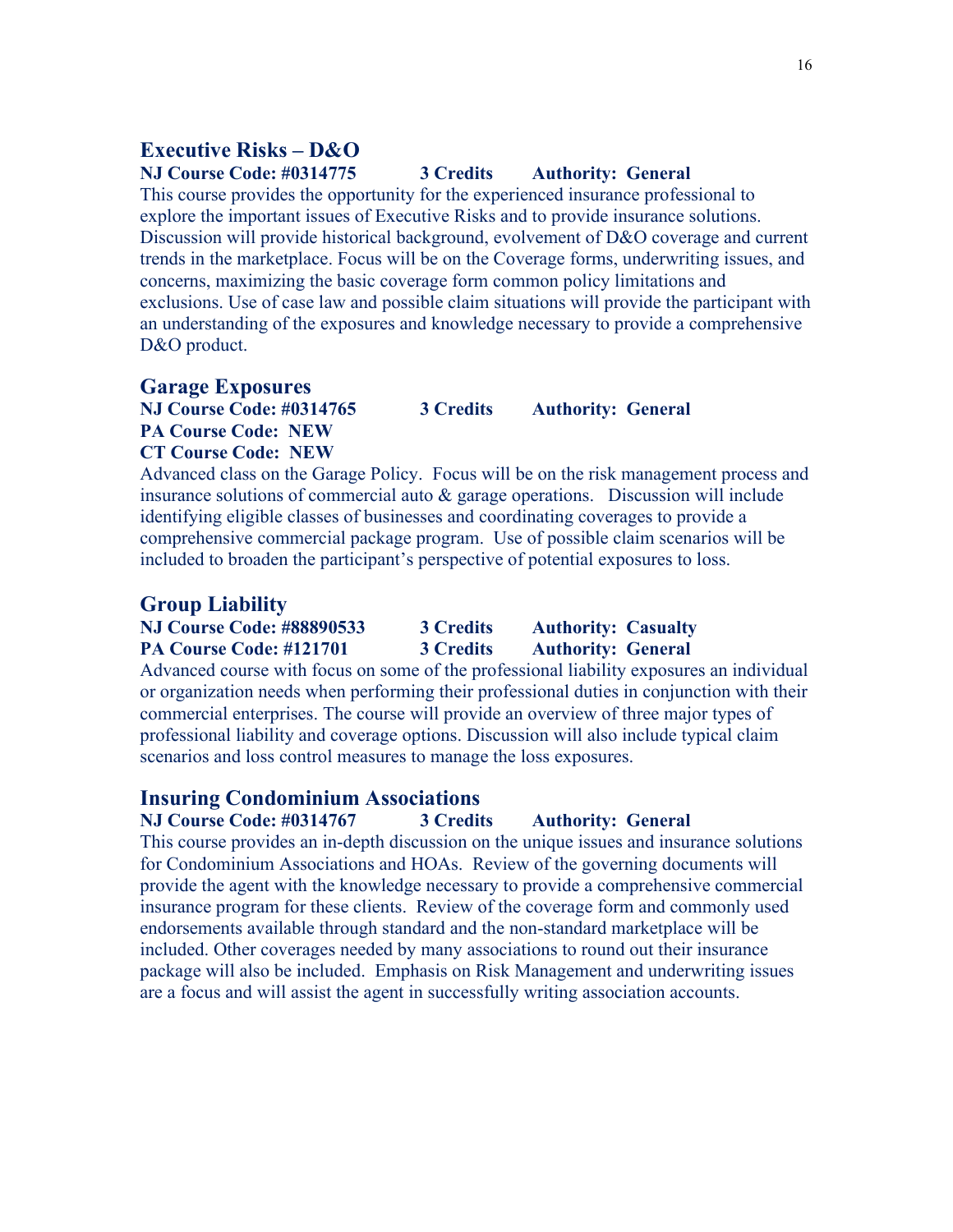## Executive Risks – D&O

**NJ Course Code: #0314775 3 Credits Authority: General**

This course provides the opportunity for the experienced insurance professional to explore the important issues of Executive Risks and to provide insurance solutions. Discussion will provide historical background, evolvement of D&O coverage and current trends in the marketplace. Focus will be on the Coverage forms, underwriting issues, and concerns, maximizing the basic coverage form common policy limitations and exclusions. Use of case law and possible claim situations will provide the participant with an understanding of the exposures and knowledge necessary to provide a comprehensive D&O product.

## Garage Exposures

**NJ Course Code: #0314765 3 Credits Authority: General**
**PA Course Code: NEW**
**CT Course Code: NEW**

Advanced class on the Garage Policy. Focus will be on the risk management process and insurance solutions of commercial auto & garage operations. Discussion will include identifying eligible classes of businesses and coordinating coverages to provide a comprehensive commercial package program. Use of possible claim scenarios will be included to broaden the participant's perspective of potential exposures to loss.

## Group Liability

**NJ Course Code: #88890533 3 Credits Authority: Casualty**
**PA Course Code: #121701 3 Credits Authority: General**

Advanced course with focus on some of the professional liability exposures an individual or organization needs when performing their professional duties in conjunction with their commercial enterprises. The course will provide an overview of three major types of professional liability and coverage options. Discussion will also include typical claim scenarios and loss control measures to manage the loss exposures.

## Insuring Condominium Associations

**NJ Course Code: #0314767 3 Credits Authority: General**

This course provides an in-depth discussion on the unique issues and insurance solutions for Condominium Associations and HOAs. Review of the governing documents will provide the agent with the knowledge necessary to provide a comprehensive commercial insurance program for these clients. Review of the coverage form and commonly used endorsements available through standard and the non-standard marketplace will be included. Other coverages needed by many associations to round out their insurance package will also be included. Emphasis on Risk Management and underwriting issues are a focus and will assist the agent in successfully writing association accounts.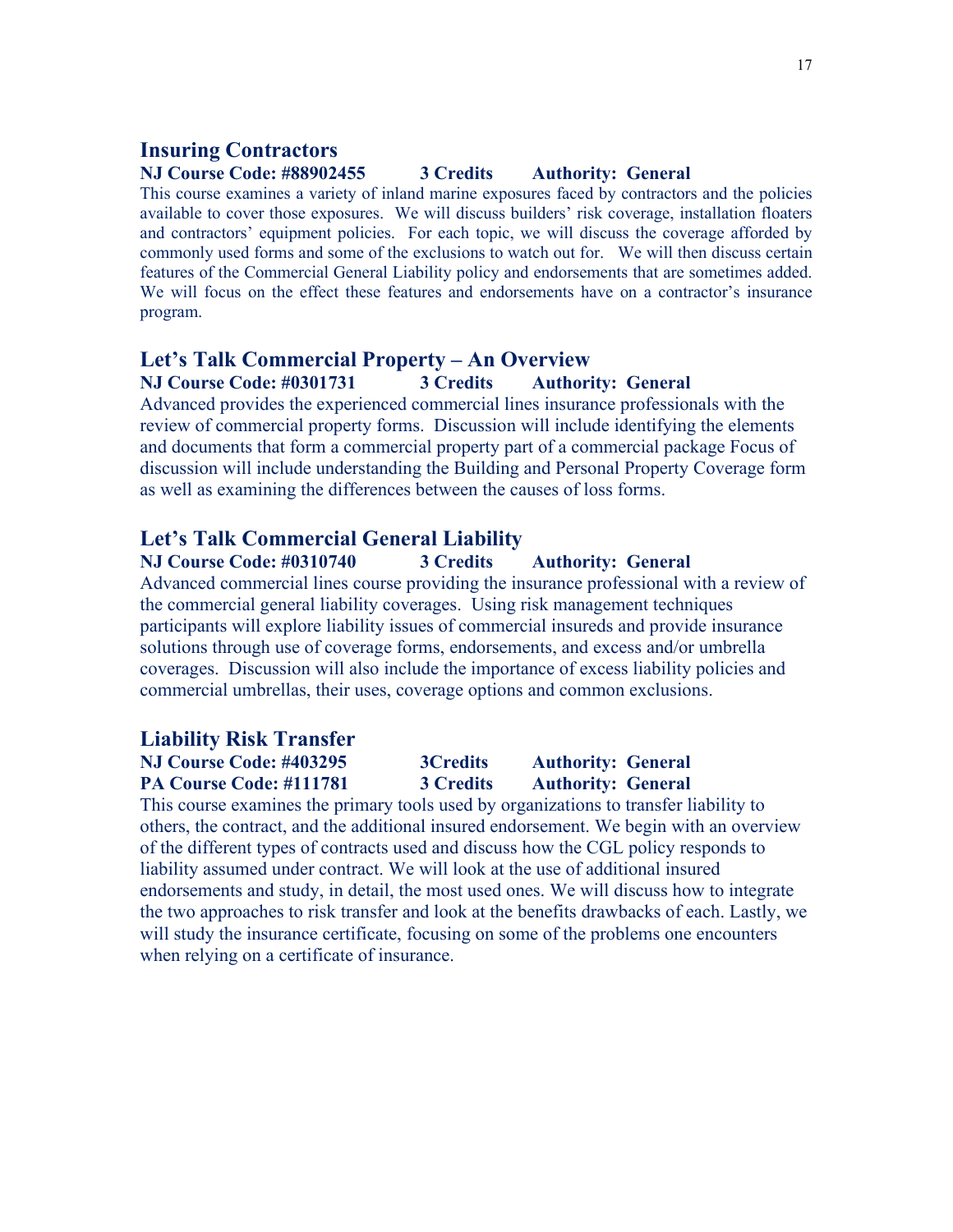## Insuring Contractors

**NJ Course Code: #88902455 3 Credits Authority: General**

This course examines a variety of inland marine exposures faced by contractors and the policies available to cover those exposures. We will discuss builders' risk coverage, installation floaters and contractors' equipment policies. For each topic, we will discuss the coverage afforded by commonly used forms and some of the exclusions to watch out for. We will then discuss certain features of the Commercial General Liability policy and endorsements that are sometimes added. We will focus on the effect these features and endorsements have on a contractor's insurance program.

## Let's Talk Commercial Property – An Overview

**NJ Course Code: #0301731 3 Credits Authority: General**

Advanced provides the experienced commercial lines insurance professionals with the review of commercial property forms. Discussion will include identifying the elements and documents that form a commercial property part of a commercial package Focus of discussion will include understanding the Building and Personal Property Coverage form as well as examining the differences between the causes of loss forms.

## Let's Talk Commercial General Liability

**NJ Course Code: #0310740 3 Credits Authority: General**

Advanced commercial lines course providing the insurance professional with a review of the commercial general liability coverages. Using risk management techniques participants will explore liability issues of commercial insureds and provide insurance solutions through use of coverage forms, endorsements, and excess and/or umbrella coverages. Discussion will also include the importance of excess liability policies and commercial umbrellas, their uses, coverage options and common exclusions.

## Liability Risk Transfer

**NJ Course Code: #403295 3Credits Authority: General**
**PA Course Code: #111781 3 Credits Authority: General**

This course examines the primary tools used by organizations to transfer liability to others, the contract, and the additional insured endorsement. We begin with an overview of the different types of contracts used and discuss how the CGL policy responds to liability assumed under contract. We will look at the use of additional insured endorsements and study, in detail, the most used ones. We will discuss how to integrate the two approaches to risk transfer and look at the benefits drawbacks of each. Lastly, we will study the insurance certificate, focusing on some of the problems one encounters when relying on a certificate of insurance.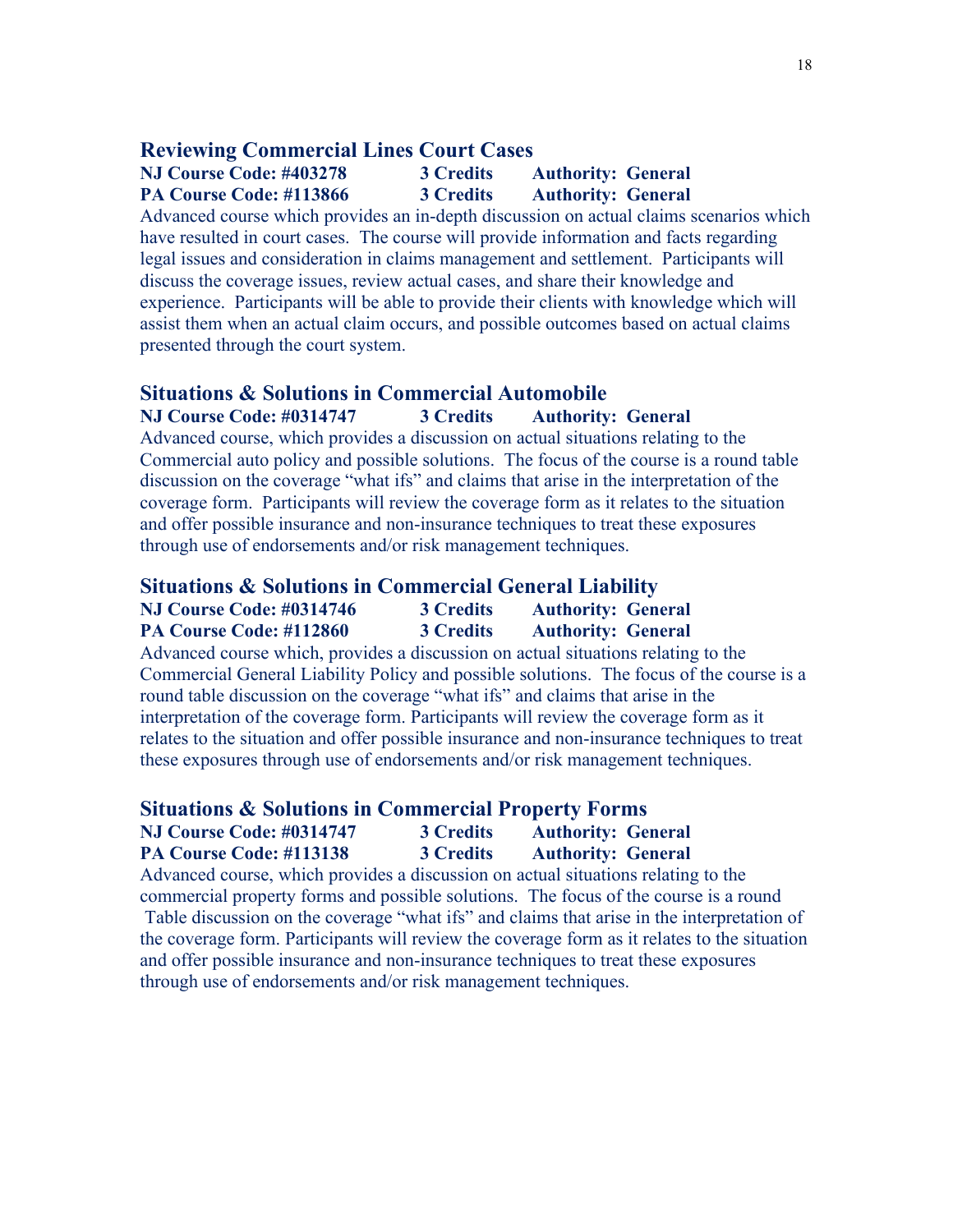## Reviewing Commercial Lines Court Cases

**NJ Course Code: #403278 3 Credits Authority: General**
**PA Course Code: #113866 3 Credits Authority: General**

Advanced course which provides an in-depth discussion on actual claims scenarios which have resulted in court cases. The course will provide information and facts regarding legal issues and consideration in claims management and settlement. Participants will discuss the coverage issues, review actual cases, and share their knowledge and experience. Participants will be able to provide their clients with knowledge which will assist them when an actual claim occurs, and possible outcomes based on actual claims presented through the court system.

## Situations & Solutions in Commercial Automobile

**NJ Course Code: #0314747 3 Credits Authority: General**

Advanced course, which provides a discussion on actual situations relating to the Commercial auto policy and possible solutions. The focus of the course is a round table discussion on the coverage "what ifs" and claims that arise in the interpretation of the coverage form. Participants will review the coverage form as it relates to the situation and offer possible insurance and non-insurance techniques to treat these exposures through use of endorsements and/or risk management techniques.

## Situations & Solutions in Commercial General Liability

**NJ Course Code: #0314746 3 Credits Authority: General**
**PA Course Code: #112860 3 Credits Authority: General**

Advanced course which, provides a discussion on actual situations relating to the Commercial General Liability Policy and possible solutions. The focus of the course is a round table discussion on the coverage "what ifs" and claims that arise in the interpretation of the coverage form. Participants will review the coverage form as it relates to the situation and offer possible insurance and non-insurance techniques to treat these exposures through use of endorsements and/or risk management techniques.

## Situations & Solutions in Commercial Property Forms

**NJ Course Code: #0314747 3 Credits Authority: General**
**PA Course Code: #113138 3 Credits Authority: General**

Advanced course, which provides a discussion on actual situations relating to the commercial property forms and possible solutions. The focus of the course is a round Table discussion on the coverage "what ifs" and claims that arise in the interpretation of the coverage form. Participants will review the coverage form as it relates to the situation and offer possible insurance and non-insurance techniques to treat these exposures through use of endorsements and/or risk management techniques.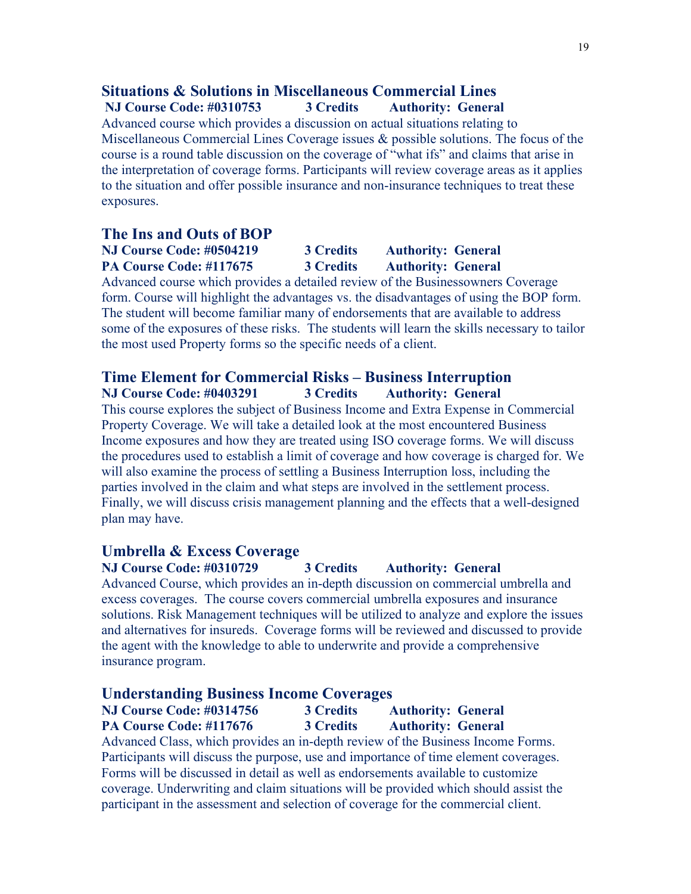## Situations & Solutions in Miscellaneous Commercial Lines

**NJ Course Code: #0310753 3 Credits Authority: General**

Advanced course which provides a discussion on actual situations relating to Miscellaneous Commercial Lines Coverage issues & possible solutions. The focus of the course is a round table discussion on the coverage of "what ifs" and claims that arise in the interpretation of coverage forms. Participants will review coverage areas as it applies to the situation and offer possible insurance and non-insurance techniques to treat these exposures.

## The Ins and Outs of BOP

**NJ Course Code: #0504219 3 Credits Authority: General**
**PA Course Code: #117675 3 Credits Authority: General**

Advanced course which provides a detailed review of the Businessowners Coverage form. Course will highlight the advantages vs. the disadvantages of using the BOP form. The student will become familiar many of endorsements that are available to address some of the exposures of these risks. The students will learn the skills necessary to tailor the most used Property forms so the specific needs of a client.

## Time Element for Commercial Risks – Business Interruption

**NJ Course Code: #0403291 3 Credits Authority: General**

This course explores the subject of Business Income and Extra Expense in Commercial Property Coverage. We will take a detailed look at the most encountered Business Income exposures and how they are treated using ISO coverage forms. We will discuss the procedures used to establish a limit of coverage and how coverage is charged for. We will also examine the process of settling a Business Interruption loss, including the parties involved in the claim and what steps are involved in the settlement process. Finally, we will discuss crisis management planning and the effects that a well-designed plan may have.

## Umbrella & Excess Coverage

**NJ Course Code: #0310729 3 Credits Authority: General**

Advanced Course, which provides an in-depth discussion on commercial umbrella and excess coverages. The course covers commercial umbrella exposures and insurance solutions. Risk Management techniques will be utilized to analyze and explore the issues and alternatives for insureds. Coverage forms will be reviewed and discussed to provide the agent with the knowledge to able to underwrite and provide a comprehensive insurance program.

## Understanding Business Income Coverages

**NJ Course Code: #0314756 3 Credits Authority: General**
**PA Course Code: #117676 3 Credits Authority: General**

Advanced Class, which provides an in-depth review of the Business Income Forms. Participants will discuss the purpose, use and importance of time element coverages. Forms will be discussed in detail as well as endorsements available to customize coverage. Underwriting and claim situations will be provided which should assist the participant in the assessment and selection of coverage for the commercial client.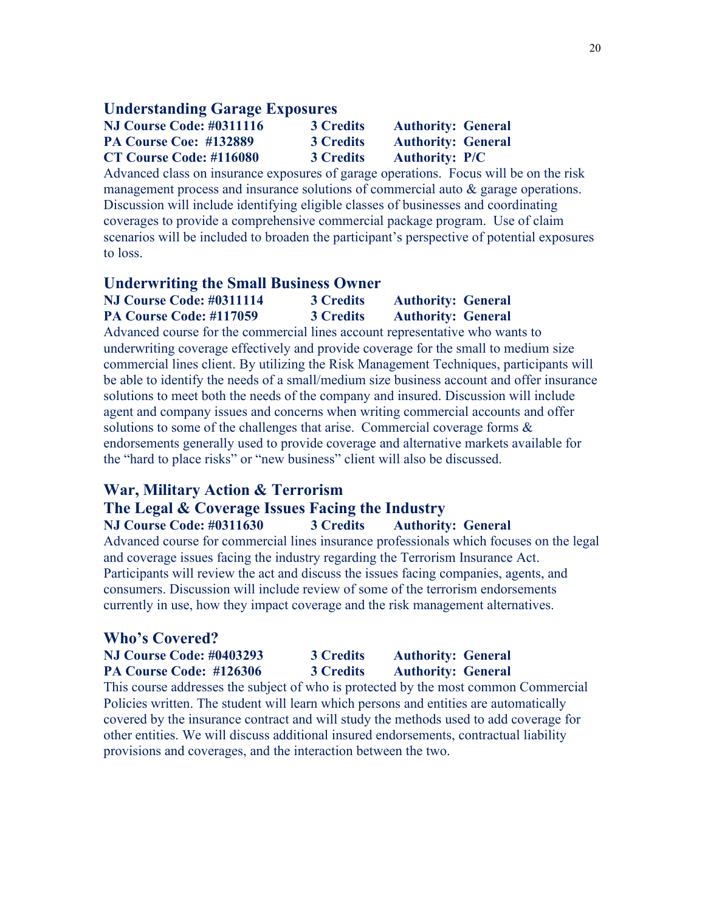## Understanding Garage Exposures

**NJ Course Code: #0311116 3 Credits Authority: General**
**PA Course Coe: #132889 3 Credits Authority: General**
**CT Course Code: #116080 3 Credits Authority: P/C**

Advanced class on insurance exposures of garage operations. Focus will be on the risk management process and insurance solutions of commercial auto & garage operations. Discussion will include identifying eligible classes of businesses and coordinating coverages to provide a comprehensive commercial package program. Use of claim scenarios will be included to broaden the participant's perspective of potential exposures to loss.

## Underwriting the Small Business Owner

**NJ Course Code: #0311114 3 Credits Authority: General**
**PA Course Code: #117059 3 Credits Authority: General**

Advanced course for the commercial lines account representative who wants to underwriting coverage effectively and provide coverage for the small to medium size commercial lines client. By utilizing the Risk Management Techniques, participants will be able to identify the needs of a small/medium size business account and offer insurance solutions to meet both the needs of the company and insured. Discussion will include agent and company issues and concerns when writing commercial accounts and offer solutions to some of the challenges that arise. Commercial coverage forms & endorsements generally used to provide coverage and alternative markets available for the "hard to place risks" or "new business" client will also be discussed.

## War, Military Action & Terrorism
## The Legal & Coverage Issues Facing the Industry

**NJ Course Code: #0311630 3 Credits Authority: General**

Advanced course for commercial lines insurance professionals which focuses on the legal and coverage issues facing the industry regarding the Terrorism Insurance Act. Participants will review the act and discuss the issues facing companies, agents, and consumers. Discussion will include review of some of the terrorism endorsements currently in use, how they impact coverage and the risk management alternatives.

## Who's Covered?

**NJ Course Code: #0403293 3 Credits Authority: General**
**PA Course Code: #126306 3 Credits Authority: General**

This course addresses the subject of who is protected by the most common Commercial Policies written. The student will learn which persons and entities are automatically covered by the insurance contract and will study the methods used to add coverage for other entities. We will discuss additional insured endorsements, contractual liability provisions and coverages, and the interaction between the two.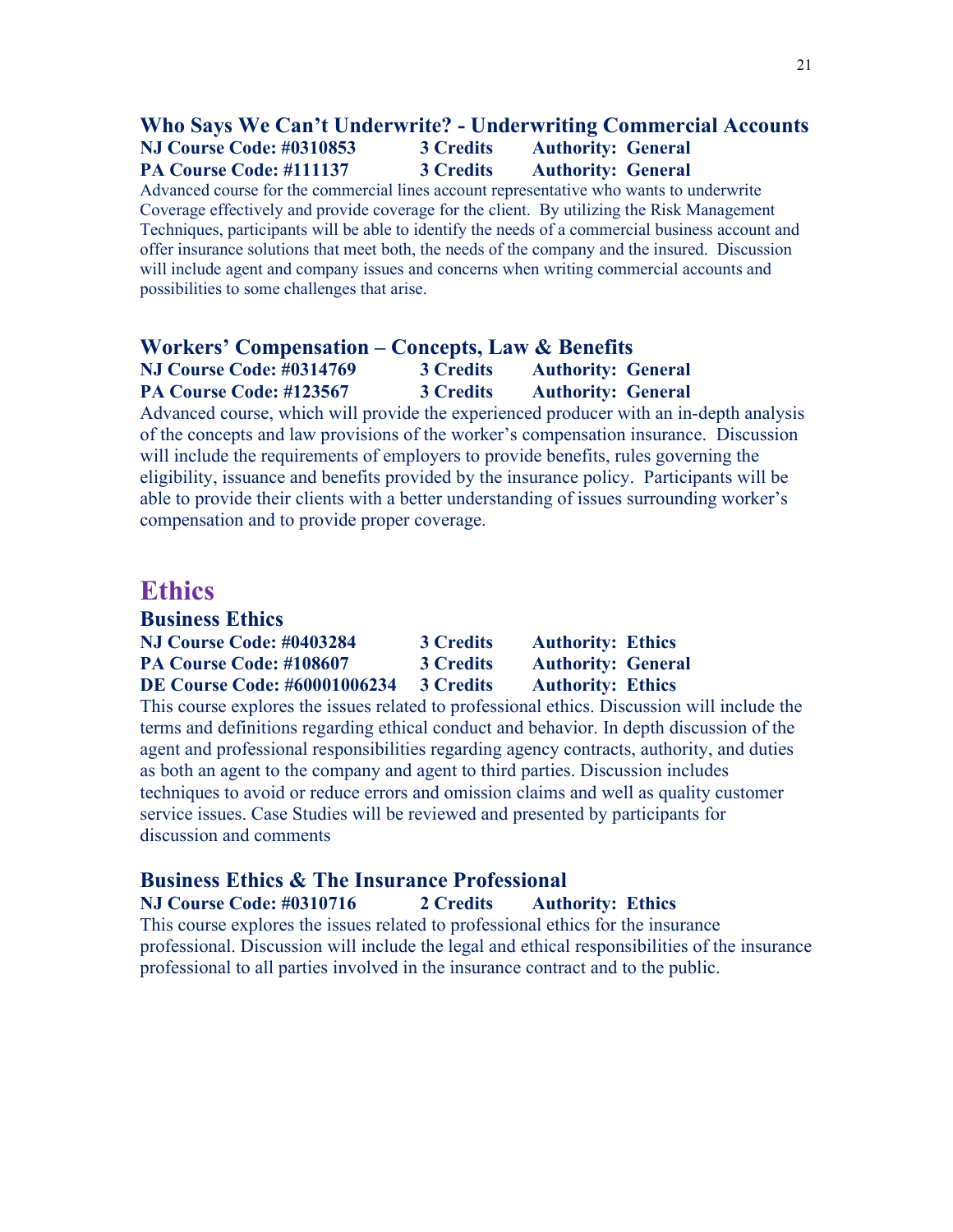### Who Says We Can't Underwrite? - Underwriting Commercial Accounts

**NJ Course Code: #0310853 3 Credits Authority: General**
**PA Course Code: #111137 3 Credits Authority: General**

Advanced course for the commercial lines account representative who wants to underwrite Coverage effectively and provide coverage for the client. By utilizing the Risk Management Techniques, participants will be able to identify the needs of a commercial business account and offer insurance solutions that meet both, the needs of the company and the insured. Discussion will include agent and company issues and concerns when writing commercial accounts and possibilities to some challenges that arise.

### Workers' Compensation – Concepts, Law & Benefits

**NJ Course Code: #0314769 3 Credits Authority: General**
**PA Course Code: #123567 3 Credits Authority: General**

Advanced course, which will provide the experienced producer with an in-depth analysis of the concepts and law provisions of the worker's compensation insurance. Discussion will include the requirements of employers to provide benefits, rules governing the eligibility, issuance and benefits provided by the insurance policy. Participants will be able to provide their clients with a better understanding of issues surrounding worker's compensation and to provide proper coverage.

## Ethics

### Business Ethics

**NJ Course Code: #0403284 3 Credits Authority: Ethics**
**PA Course Code: #108607 3 Credits Authority: General**
**DE Course Code: #60001006234 3 Credits Authority: Ethics**

This course explores the issues related to professional ethics. Discussion will include the terms and definitions regarding ethical conduct and behavior. In depth discussion of the agent and professional responsibilities regarding agency contracts, authority, and duties as both an agent to the company and agent to third parties. Discussion includes techniques to avoid or reduce errors and omission claims and well as quality customer service issues. Case Studies will be reviewed and presented by participants for discussion and comments

### Business Ethics & The Insurance Professional

**NJ Course Code: #0310716 2 Credits Authority: Ethics**

This course explores the issues related to professional ethics for the insurance professional. Discussion will include the legal and ethical responsibilities of the insurance professional to all parties involved in the insurance contract and to the public.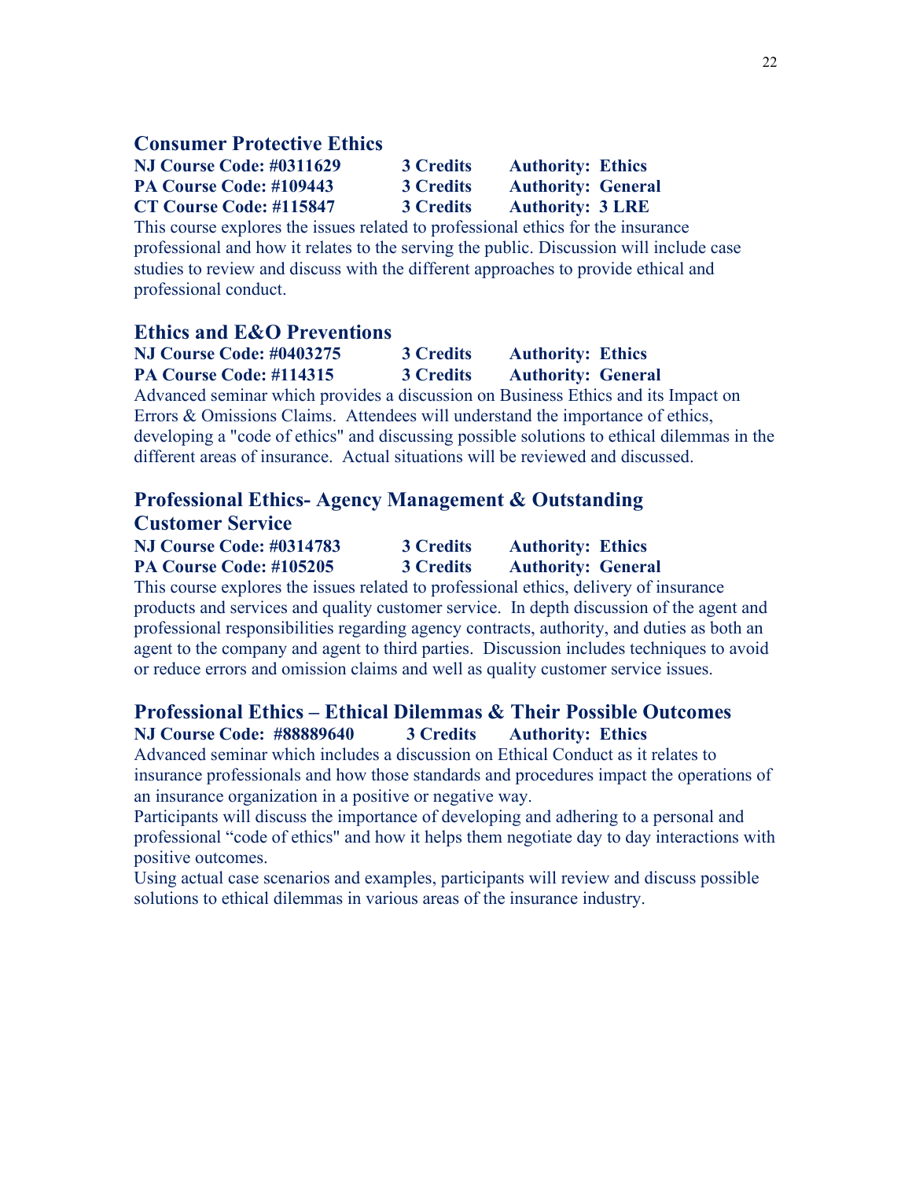## Consumer Protective Ethics

**NJ Course Code: #0311629 3 Credits Authority: Ethics**
**PA Course Code: #109443 3 Credits Authority: General**
**CT Course Code: #115847 3 Credits Authority: 3 LRE**

This course explores the issues related to professional ethics for the insurance professional and how it relates to the serving the public. Discussion will include case studies to review and discuss with the different approaches to provide ethical and professional conduct.

## Ethics and E&O Preventions

**NJ Course Code: #0403275 3 Credits Authority: Ethics**
**PA Course Code: #114315 3 Credits Authority: General**

Advanced seminar which provides a discussion on Business Ethics and its Impact on Errors & Omissions Claims. Attendees will understand the importance of ethics, developing a "code of ethics" and discussing possible solutions to ethical dilemmas in the different areas of insurance. Actual situations will be reviewed and discussed.

## Professional Ethics- Agency Management & Outstanding Customer Service

**NJ Course Code: #0314783 3 Credits Authority: Ethics**
**PA Course Code: #105205 3 Credits Authority: General**

This course explores the issues related to professional ethics, delivery of insurance products and services and quality customer service. In depth discussion of the agent and professional responsibilities regarding agency contracts, authority, and duties as both an agent to the company and agent to third parties. Discussion includes techniques to avoid or reduce errors and omission claims and well as quality customer service issues.

## Professional Ethics – Ethical Dilemmas & Their Possible Outcomes

**NJ Course Code: #88889640 3 Credits Authority: Ethics**

Advanced seminar which includes a discussion on Ethical Conduct as it relates to insurance professionals and how those standards and procedures impact the operations of an insurance organization in a positive or negative way.

Participants will discuss the importance of developing and adhering to a personal and professional "code of ethics" and how it helps them negotiate day to day interactions with positive outcomes.

Using actual case scenarios and examples, participants will review and discuss possible solutions to ethical dilemmas in various areas of the insurance industry.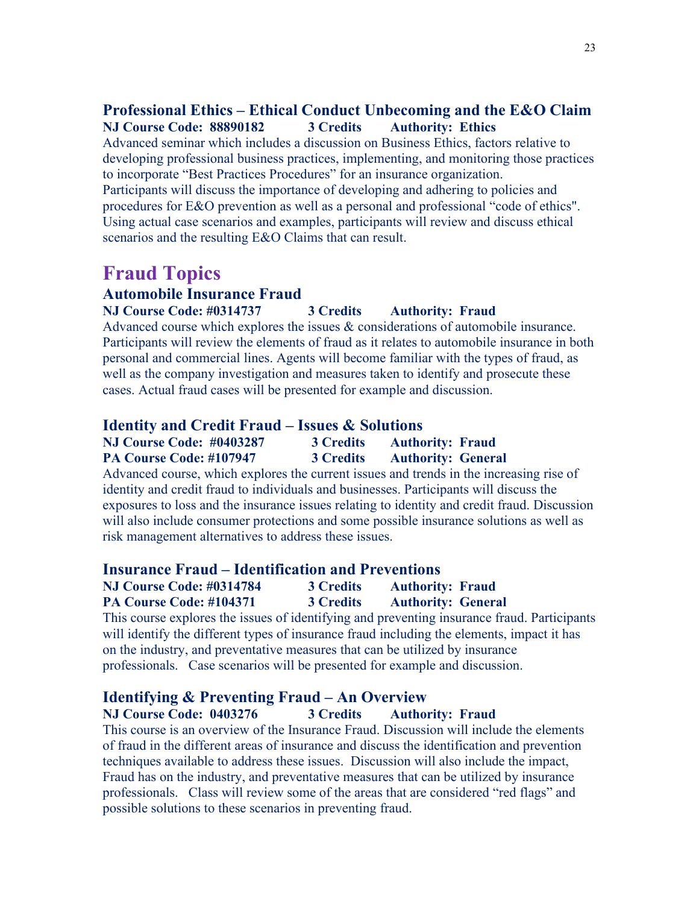### Professional Ethics – Ethical Conduct Unbecoming and the E&O Claim

**NJ Course Code: 88890182 3 Credits Authority: Ethics**

Advanced seminar which includes a discussion on Business Ethics, factors relative to developing professional business practices, implementing, and monitoring those practices to incorporate "Best Practices Procedures" for an insurance organization. Participants will discuss the importance of developing and adhering to policies and procedures for E&O prevention as well as a personal and professional "code of ethics". Using actual case scenarios and examples, participants will review and discuss ethical scenarios and the resulting E&O Claims that can result.

## Fraud Topics

### Automobile Insurance Fraud

**NJ Course Code: #0314737 3 Credits Authority: Fraud**

Advanced course which explores the issues & considerations of automobile insurance. Participants will review the elements of fraud as it relates to automobile insurance in both personal and commercial lines. Agents will become familiar with the types of fraud, as well as the company investigation and measures taken to identify and prosecute these cases. Actual fraud cases will be presented for example and discussion.

### Identity and Credit Fraud – Issues & Solutions

**NJ Course Code: #0403287 3 Credits Authority: Fraud**
**PA Course Code: #107947 3 Credits Authority: General**

Advanced course, which explores the current issues and trends in the increasing rise of identity and credit fraud to individuals and businesses. Participants will discuss the exposures to loss and the insurance issues relating to identity and credit fraud. Discussion will also include consumer protections and some possible insurance solutions as well as risk management alternatives to address these issues.

### Insurance Fraud – Identification and Preventions

**NJ Course Code: #0314784 3 Credits Authority: Fraud**
**PA Course Code: #104371 3 Credits Authority: General**

This course explores the issues of identifying and preventing insurance fraud. Participants will identify the different types of insurance fraud including the elements, impact it has on the industry, and preventative measures that can be utilized by insurance professionals. Case scenarios will be presented for example and discussion.

### Identifying & Preventing Fraud – An Overview

**NJ Course Code: 0403276 3 Credits Authority: Fraud**

This course is an overview of the Insurance Fraud. Discussion will include the elements of fraud in the different areas of insurance and discuss the identification and prevention techniques available to address these issues. Discussion will also include the impact, Fraud has on the industry, and preventative measures that can be utilized by insurance professionals. Class will review some of the areas that are considered "red flags" and possible solutions to these scenarios in preventing fraud.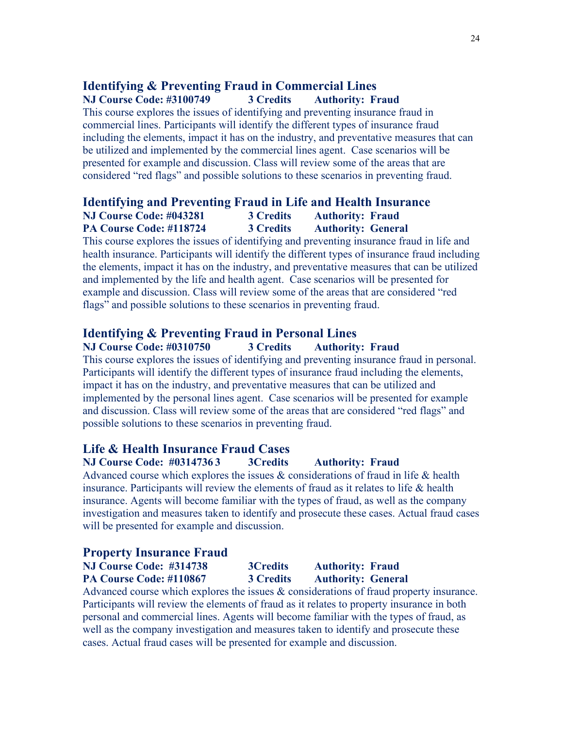## Identifying & Preventing Fraud in Commercial Lines

**NJ Course Code: #3100749 3 Credits Authority: Fraud**

This course explores the issues of identifying and preventing insurance fraud in commercial lines. Participants will identify the different types of insurance fraud including the elements, impact it has on the industry, and preventative measures that can be utilized and implemented by the commercial lines agent. Case scenarios will be presented for example and discussion. Class will review some of the areas that are considered "red flags" and possible solutions to these scenarios in preventing fraud.

## Identifying and Preventing Fraud in Life and Health Insurance

**NJ Course Code: #043281 3 Credits Authority: Fraud**
**PA Course Code: #118724 3 Credits Authority: General**

This course explores the issues of identifying and preventing insurance fraud in life and health insurance. Participants will identify the different types of insurance fraud including the elements, impact it has on the industry, and preventative measures that can be utilized and implemented by the life and health agent. Case scenarios will be presented for example and discussion. Class will review some of the areas that are considered "red flags" and possible solutions to these scenarios in preventing fraud.

## Identifying & Preventing Fraud in Personal Lines

**NJ Course Code: #0310750 3 Credits Authority: Fraud**

This course explores the issues of identifying and preventing insurance fraud in personal. Participants will identify the different types of insurance fraud including the elements, impact it has on the industry, and preventative measures that can be utilized and implemented by the personal lines agent. Case scenarios will be presented for example and discussion. Class will review some of the areas that are considered "red flags" and possible solutions to these scenarios in preventing fraud.

## Life & Health Insurance Fraud Cases

**NJ Course Code: #0314736 3 3Credits Authority: Fraud**

Advanced course which explores the issues & considerations of fraud in life & health insurance. Participants will review the elements of fraud as it relates to life & health insurance. Agents will become familiar with the types of fraud, as well as the company investigation and measures taken to identify and prosecute these cases. Actual fraud cases will be presented for example and discussion.

## Property Insurance Fraud

**NJ Course Code: #314738 3Credits Authority: Fraud**
**PA Course Code: #110867 3 Credits Authority: General**

Advanced course which explores the issues & considerations of fraud property insurance. Participants will review the elements of fraud as it relates to property insurance in both personal and commercial lines. Agents will become familiar with the types of fraud, as well as the company investigation and measures taken to identify and prosecute these cases. Actual fraud cases will be presented for example and discussion.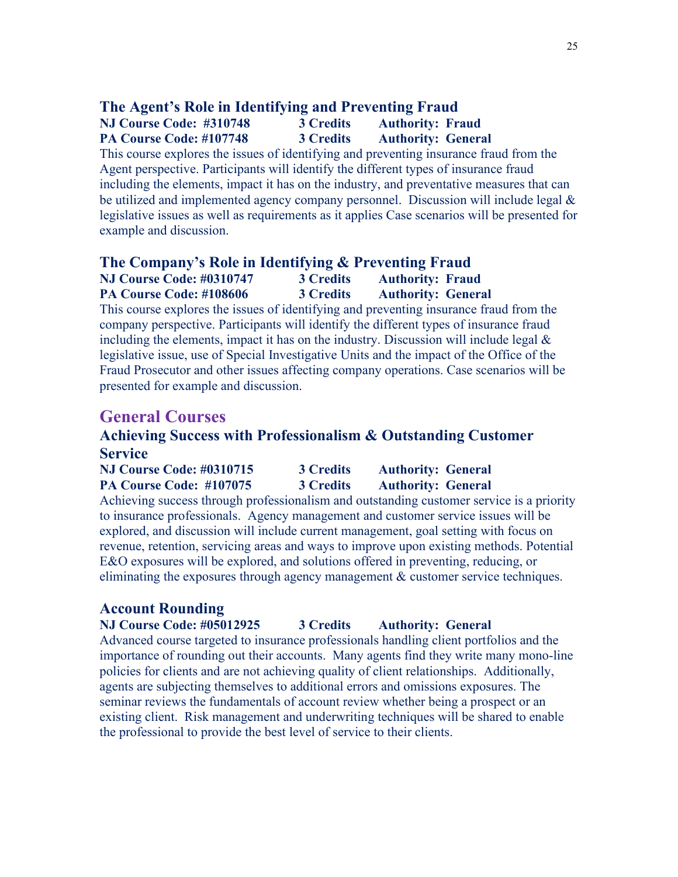### The Agent's Role in Identifying and Preventing Fraud

**NJ Course Code: #310748 3 Credits Authority: Fraud**
**PA Course Code: #107748 3 Credits Authority: General**

This course explores the issues of identifying and preventing insurance fraud from the Agent perspective. Participants will identify the different types of insurance fraud including the elements, impact it has on the industry, and preventative measures that can be utilized and implemented agency company personnel. Discussion will include legal & legislative issues as well as requirements as it applies Case scenarios will be presented for example and discussion.

### The Company's Role in Identifying & Preventing Fraud

**NJ Course Code: #0310747 3 Credits Authority: Fraud**
**PA Course Code: #108606 3 Credits Authority: General**

This course explores the issues of identifying and preventing insurance fraud from the company perspective. Participants will identify the different types of insurance fraud including the elements, impact it has on the industry. Discussion will include legal & legislative issue, use of Special Investigative Units and the impact of the Office of the Fraud Prosecutor and other issues affecting company operations. Case scenarios will be presented for example and discussion.

## General Courses

### Achieving Success with Professionalism & Outstanding Customer Service

**NJ Course Code: #0310715 3 Credits Authority: General**
**PA Course Code: #107075 3 Credits Authority: General**

Achieving success through professionalism and outstanding customer service is a priority to insurance professionals. Agency management and customer service issues will be explored, and discussion will include current management, goal setting with focus on revenue, retention, servicing areas and ways to improve upon existing methods. Potential E&O exposures will be explored, and solutions offered in preventing, reducing, or eliminating the exposures through agency management & customer service techniques.

### Account Rounding

**NJ Course Code: #05012925 3 Credits Authority: General**

Advanced course targeted to insurance professionals handling client portfolios and the importance of rounding out their accounts. Many agents find they write many mono-line policies for clients and are not achieving quality of client relationships. Additionally, agents are subjecting themselves to additional errors and omissions exposures. The seminar reviews the fundamentals of account review whether being a prospect or an existing client. Risk management and underwriting techniques will be shared to enable the professional to provide the best level of service to their clients.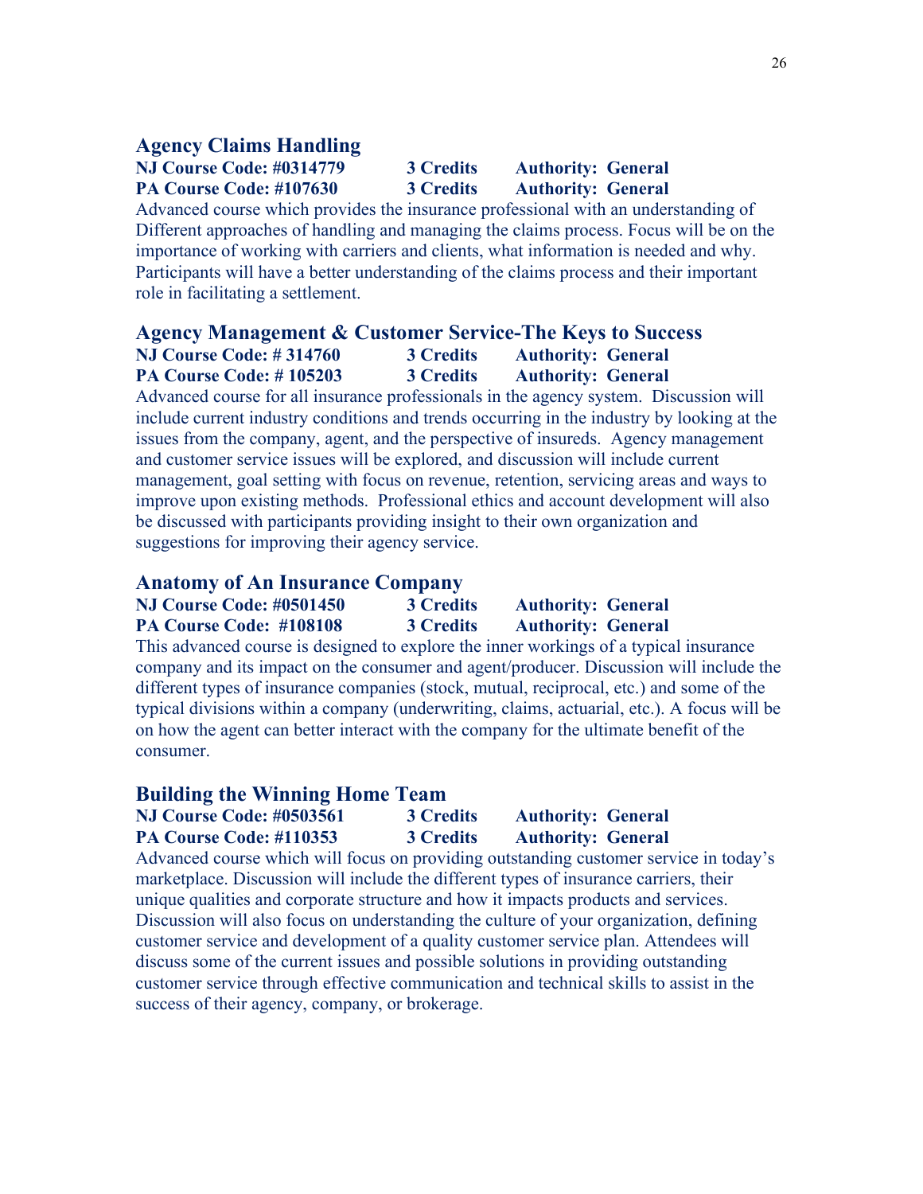## Agency Claims Handling

**NJ Course Code: #0314779 3 Credits Authority: General**
**PA Course Code: #107630 3 Credits Authority: General**

Advanced course which provides the insurance professional with an understanding of Different approaches of handling and managing the claims process. Focus will be on the importance of working with carriers and clients, what information is needed and why. Participants will have a better understanding of the claims process and their important role in facilitating a settlement.

## Agency Management & Customer Service-The Keys to Success

**NJ Course Code: # 314760 3 Credits Authority: General**
**PA Course Code: # 105203 3 Credits Authority: General**

Advanced course for all insurance professionals in the agency system. Discussion will include current industry conditions and trends occurring in the industry by looking at the issues from the company, agent, and the perspective of insureds. Agency management and customer service issues will be explored, and discussion will include current management, goal setting with focus on revenue, retention, servicing areas and ways to improve upon existing methods. Professional ethics and account development will also be discussed with participants providing insight to their own organization and suggestions for improving their agency service.

## Anatomy of An Insurance Company

**NJ Course Code: #0501450 3 Credits Authority: General**
**PA Course Code: #108108 3 Credits Authority: General**

This advanced course is designed to explore the inner workings of a typical insurance company and its impact on the consumer and agent/producer. Discussion will include the different types of insurance companies (stock, mutual, reciprocal, etc.) and some of the typical divisions within a company (underwriting, claims, actuarial, etc.). A focus will be on how the agent can better interact with the company for the ultimate benefit of the consumer.

## Building the Winning Home Team

**NJ Course Code: #0503561 3 Credits Authority: General**
**PA Course Code: #110353 3 Credits Authority: General**

Advanced course which will focus on providing outstanding customer service in today's marketplace. Discussion will include the different types of insurance carriers, their unique qualities and corporate structure and how it impacts products and services. Discussion will also focus on understanding the culture of your organization, defining customer service and development of a quality customer service plan. Attendees will discuss some of the current issues and possible solutions in providing outstanding customer service through effective communication and technical skills to assist in the success of their agency, company, or brokerage.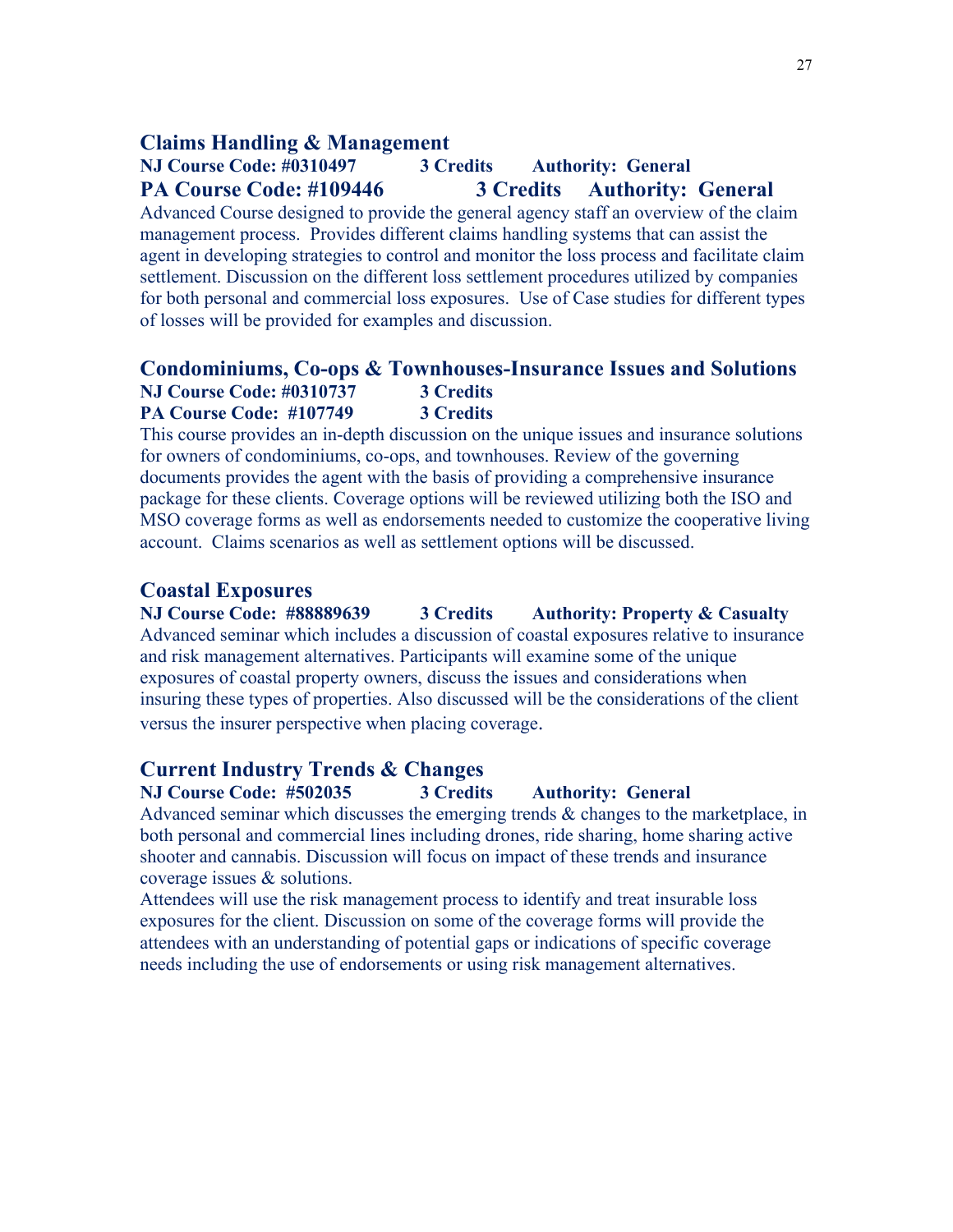## Claims Handling & Management

**NJ Course Code: #0310497 3 Credits Authority: General**

**PA Course Code: #109446 3 Credits Authority: General**

Advanced Course designed to provide the general agency staff an overview of the claim management process. Provides different claims handling systems that can assist the agent in developing strategies to control and monitor the loss process and facilitate claim settlement. Discussion on the different loss settlement procedures utilized by companies for both personal and commercial loss exposures. Use of Case studies for different types of losses will be provided for examples and discussion.

## Condominiums, Co-ops & Townhouses-Insurance Issues and Solutions

**NJ Course Code: #0310737 3 Credits**

**PA Course Code: #107749 3 Credits**

This course provides an in-depth discussion on the unique issues and insurance solutions for owners of condominiums, co-ops, and townhouses. Review of the governing documents provides the agent with the basis of providing a comprehensive insurance package for these clients. Coverage options will be reviewed utilizing both the ISO and MSO coverage forms as well as endorsements needed to customize the cooperative living account. Claims scenarios as well as settlement options will be discussed.

## Coastal Exposures

**NJ Course Code: #88889639 3 Credits Authority: Property & Casualty**

Advanced seminar which includes a discussion of coastal exposures relative to insurance and risk management alternatives. Participants will examine some of the unique exposures of coastal property owners, discuss the issues and considerations when insuring these types of properties. Also discussed will be the considerations of the client versus the insurer perspective when placing coverage.

## Current Industry Trends & Changes

**NJ Course Code: #502035 3 Credits Authority: General**

Advanced seminar which discusses the emerging trends & changes to the marketplace, in both personal and commercial lines including drones, ride sharing, home sharing active shooter and cannabis. Discussion will focus on impact of these trends and insurance coverage issues & solutions.

Attendees will use the risk management process to identify and treat insurable loss exposures for the client. Discussion on some of the coverage forms will provide the attendees with an understanding of potential gaps or indications of specific coverage needs including the use of endorsements or using risk management alternatives.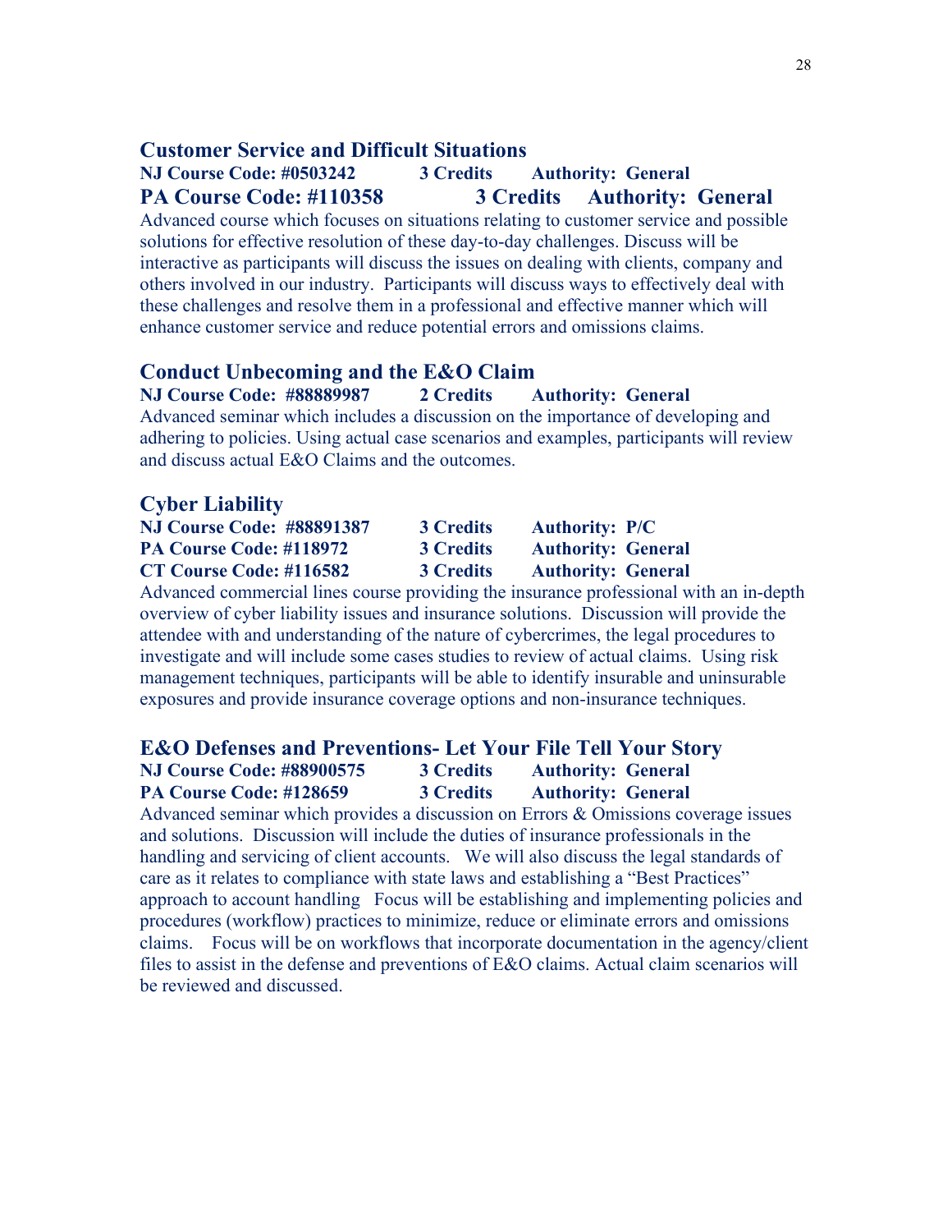## Customer Service and Difficult Situations

**NJ Course Code: #0503242 3 Credits Authority: General**
**PA Course Code: #110358 3 Credits Authority: General**

Advanced course which focuses on situations relating to customer service and possible solutions for effective resolution of these day-to-day challenges. Discuss will be interactive as participants will discuss the issues on dealing with clients, company and others involved in our industry. Participants will discuss ways to effectively deal with these challenges and resolve them in a professional and effective manner which will enhance customer service and reduce potential errors and omissions claims.

## Conduct Unbecoming and the E&O Claim

**NJ Course Code: #88889987 2 Credits Authority: General**

Advanced seminar which includes a discussion on the importance of developing and adhering to policies. Using actual case scenarios and examples, participants will review and discuss actual E&O Claims and the outcomes.

## Cyber Liability

**NJ Course Code: #88891387 3 Credits Authority: P/C**
**PA Course Code: #118972 3 Credits Authority: General**
**CT Course Code: #116582 3 Credits Authority: General**

Advanced commercial lines course providing the insurance professional with an in-depth overview of cyber liability issues and insurance solutions. Discussion will provide the attendee with and understanding of the nature of cybercrimes, the legal procedures to investigate and will include some cases studies to review of actual claims. Using risk management techniques, participants will be able to identify insurable and uninsurable exposures and provide insurance coverage options and non-insurance techniques.

## E&O Defenses and Preventions- Let Your File Tell Your Story

**NJ Course Code: #88900575 3 Credits Authority: General**
**PA Course Code: #128659 3 Credits Authority: General**

Advanced seminar which provides a discussion on Errors & Omissions coverage issues and solutions. Discussion will include the duties of insurance professionals in the handling and servicing of client accounts. We will also discuss the legal standards of care as it relates to compliance with state laws and establishing a "Best Practices" approach to account handling Focus will be establishing and implementing policies and procedures (workflow) practices to minimize, reduce or eliminate errors and omissions claims. Focus will be on workflows that incorporate documentation in the agency/client files to assist in the defense and preventions of E&O claims. Actual claim scenarios will be reviewed and discussed.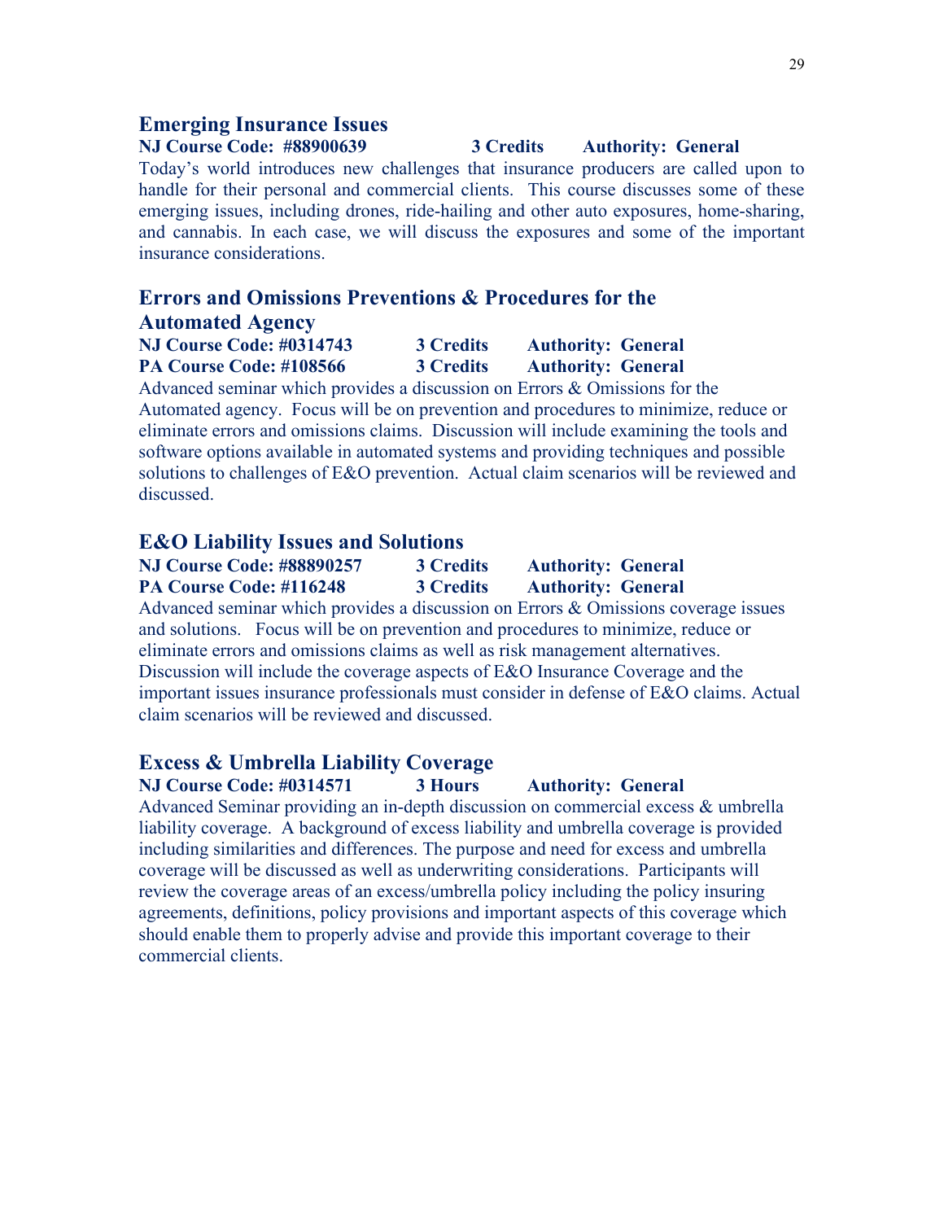## Emerging Insurance Issues

**NJ Course Code: #88900639 3 Credits Authority: General**

Today's world introduces new challenges that insurance producers are called upon to handle for their personal and commercial clients. This course discusses some of these emerging issues, including drones, ride-hailing and other auto exposures, home-sharing, and cannabis. In each case, we will discuss the exposures and some of the important insurance considerations.

## Errors and Omissions Preventions & Procedures for the Automated Agency

**NJ Course Code: #0314743 3 Credits Authority: General**
**PA Course Code: #108566 3 Credits Authority: General**

Advanced seminar which provides a discussion on Errors & Omissions for the Automated agency. Focus will be on prevention and procedures to minimize, reduce or eliminate errors and omissions claims. Discussion will include examining the tools and software options available in automated systems and providing techniques and possible solutions to challenges of E&O prevention. Actual claim scenarios will be reviewed and discussed.

## E&O Liability Issues and Solutions

**NJ Course Code: #88890257 3 Credits Authority: General**
**PA Course Code: #116248 3 Credits Authority: General**

Advanced seminar which provides a discussion on Errors & Omissions coverage issues and solutions. Focus will be on prevention and procedures to minimize, reduce or eliminate errors and omissions claims as well as risk management alternatives. Discussion will include the coverage aspects of E&O Insurance Coverage and the important issues insurance professionals must consider in defense of E&O claims. Actual claim scenarios will be reviewed and discussed.

## Excess & Umbrella Liability Coverage

**NJ Course Code: #0314571 3 Hours Authority: General**

Advanced Seminar providing an in-depth discussion on commercial excess & umbrella liability coverage. A background of excess liability and umbrella coverage is provided including similarities and differences. The purpose and need for excess and umbrella coverage will be discussed as well as underwriting considerations. Participants will review the coverage areas of an excess/umbrella policy including the policy insuring agreements, definitions, policy provisions and important aspects of this coverage which should enable them to properly advise and provide this important coverage to their commercial clients.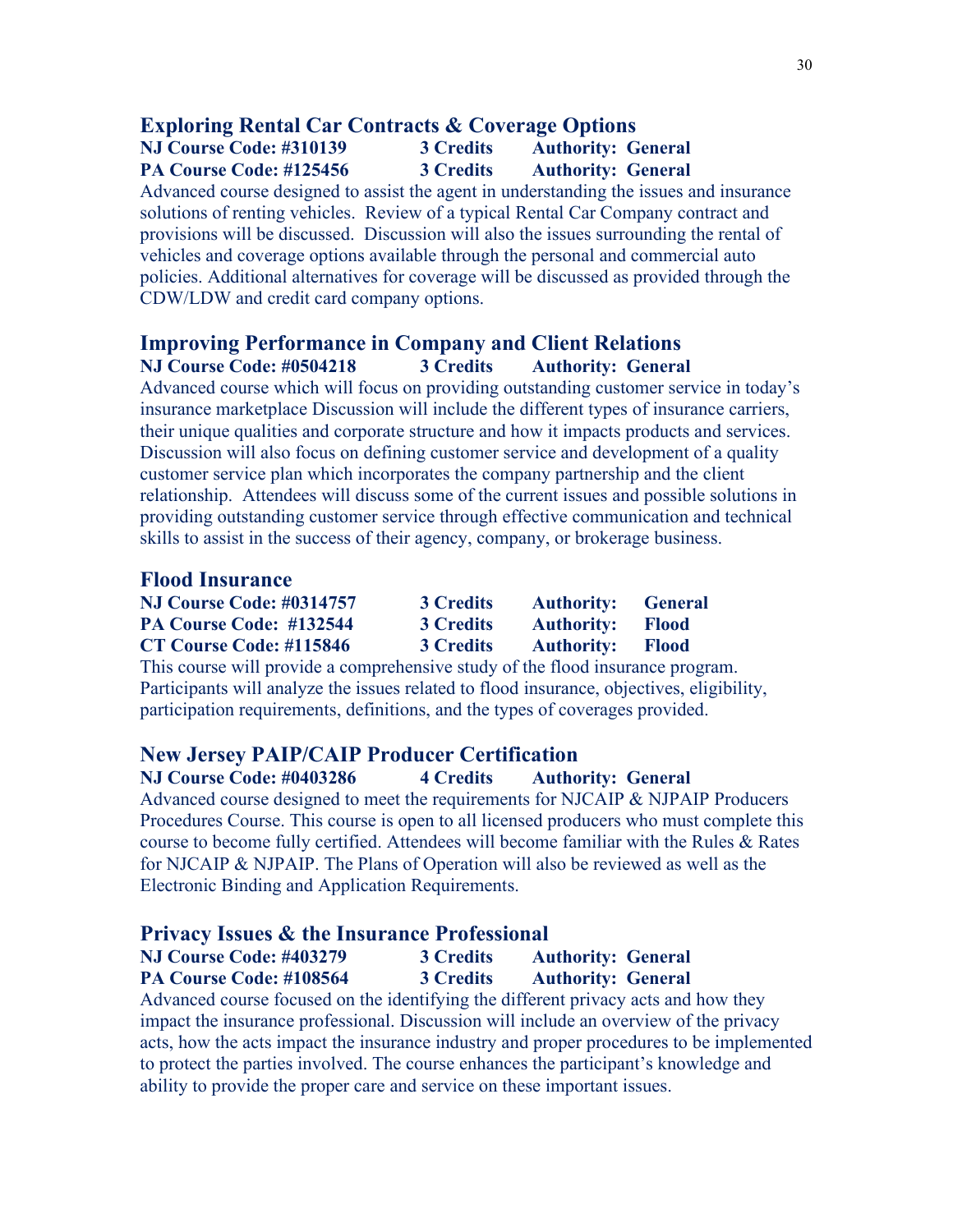## Exploring Rental Car Contracts & Coverage Options

**NJ Course Code: #310139 3 Credits Authority: General**
**PA Course Code: #125456 3 Credits Authority: General**

Advanced course designed to assist the agent in understanding the issues and insurance solutions of renting vehicles. Review of a typical Rental Car Company contract and provisions will be discussed. Discussion will also the issues surrounding the rental of vehicles and coverage options available through the personal and commercial auto policies. Additional alternatives for coverage will be discussed as provided through the CDW/LDW and credit card company options.

## Improving Performance in Company and Client Relations

**NJ Course Code: #0504218 3 Credits Authority: General**

Advanced course which will focus on providing outstanding customer service in today's insurance marketplace Discussion will include the different types of insurance carriers, their unique qualities and corporate structure and how it impacts products and services. Discussion will also focus on defining customer service and development of a quality customer service plan which incorporates the company partnership and the client relationship. Attendees will discuss some of the current issues and possible solutions in providing outstanding customer service through effective communication and technical skills to assist in the success of their agency, company, or brokerage business.

## Flood Insurance

**NJ Course Code: #0314757 3 Credits Authority: General**
**PA Course Code: #132544 3 Credits Authority: Flood**
**CT Course Code: #115846 3 Credits Authority: Flood**

This course will provide a comprehensive study of the flood insurance program. Participants will analyze the issues related to flood insurance, objectives, eligibility, participation requirements, definitions, and the types of coverages provided.

## New Jersey PAIP/CAIP Producer Certification

**NJ Course Code: #0403286 4 Credits Authority: General**

Advanced course designed to meet the requirements for NJCAIP & NJPAIP Producers Procedures Course. This course is open to all licensed producers who must complete this course to become fully certified. Attendees will become familiar with the Rules & Rates for NJCAIP & NJPAIP. The Plans of Operation will also be reviewed as well as the Electronic Binding and Application Requirements.

## Privacy Issues & the Insurance Professional

**NJ Course Code: #403279 3 Credits Authority: General**
**PA Course Code: #108564 3 Credits Authority: General**

Advanced course focused on the identifying the different privacy acts and how they impact the insurance professional. Discussion will include an overview of the privacy acts, how the acts impact the insurance industry and proper procedures to be implemented to protect the parties involved. The course enhances the participant's knowledge and ability to provide the proper care and service on these important issues.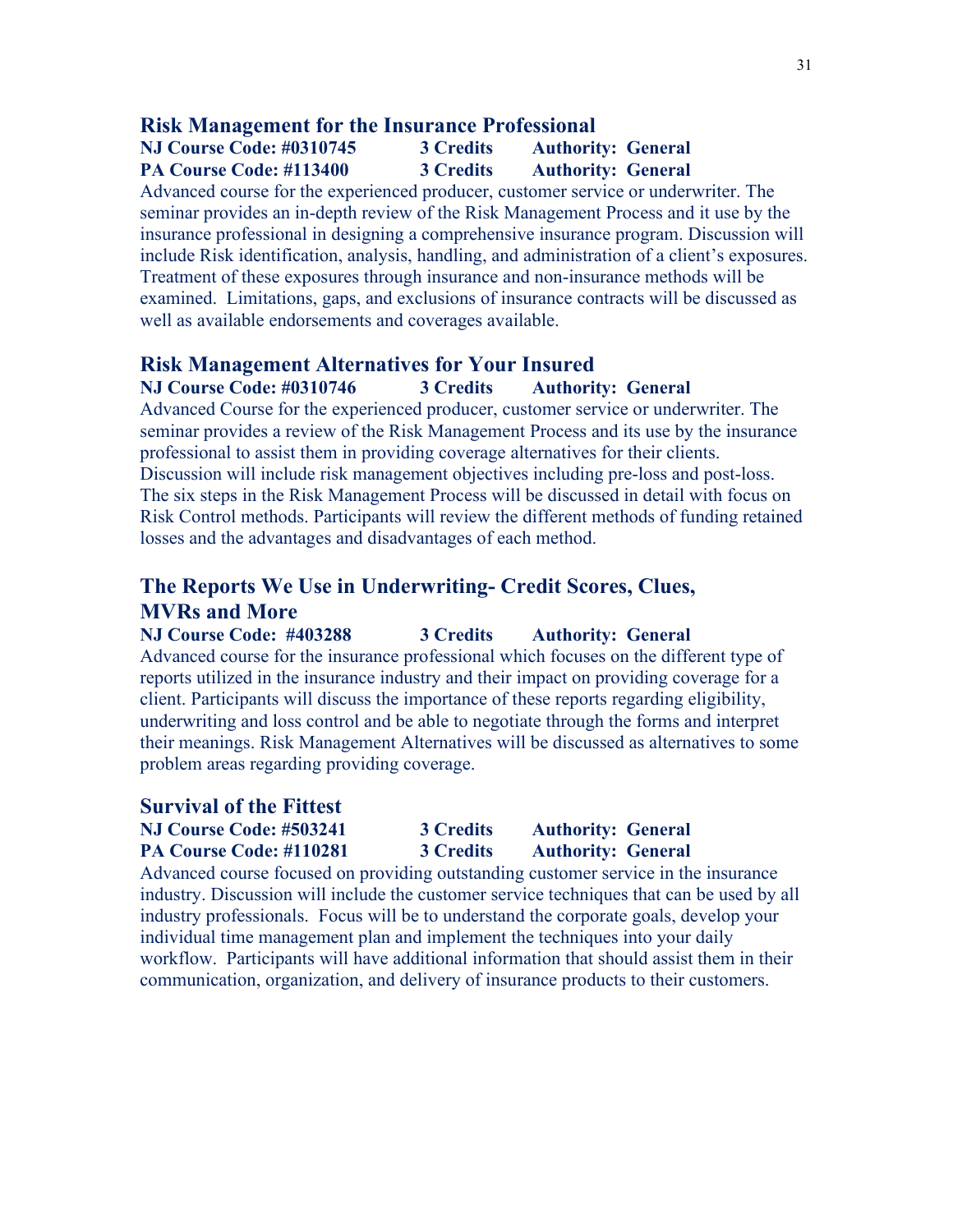## Risk Management for the Insurance Professional

**NJ Course Code: #0310745  3 Credits  Authority: General**
**PA Course Code: #113400  3 Credits  Authority: General**

Advanced course for the experienced producer, customer service or underwriter. The seminar provides an in-depth review of the Risk Management Process and it use by the insurance professional in designing a comprehensive insurance program. Discussion will include Risk identification, analysis, handling, and administration of a client's exposures. Treatment of these exposures through insurance and non-insurance methods will be examined. Limitations, gaps, and exclusions of insurance contracts will be discussed as well as available endorsements and coverages available.

## Risk Management Alternatives for Your Insured

**NJ Course Code: #0310746  3 Credits  Authority: General**

Advanced Course for the experienced producer, customer service or underwriter. The seminar provides a review of the Risk Management Process and its use by the insurance professional to assist them in providing coverage alternatives for their clients. Discussion will include risk management objectives including pre-loss and post-loss. The six steps in the Risk Management Process will be discussed in detail with focus on Risk Control methods. Participants will review the different methods of funding retained losses and the advantages and disadvantages of each method.

## The Reports We Use in Underwriting- Credit Scores, Clues, MVRs and More

**NJ Course Code: #403288  3 Credits  Authority: General**

Advanced course for the insurance professional which focuses on the different type of reports utilized in the insurance industry and their impact on providing coverage for a client. Participants will discuss the importance of these reports regarding eligibility, underwriting and loss control and be able to negotiate through the forms and interpret their meanings. Risk Management Alternatives will be discussed as alternatives to some problem areas regarding providing coverage.

## Survival of the Fittest

**NJ Course Code: #503241  3 Credits  Authority: General**
**PA Course Code: #110281  3 Credits  Authority: General**

Advanced course focused on providing outstanding customer service in the insurance industry. Discussion will include the customer service techniques that can be used by all industry professionals. Focus will be to understand the corporate goals, develop your individual time management plan and implement the techniques into your daily workflow. Participants will have additional information that should assist them in their communication, organization, and delivery of insurance products to their customers.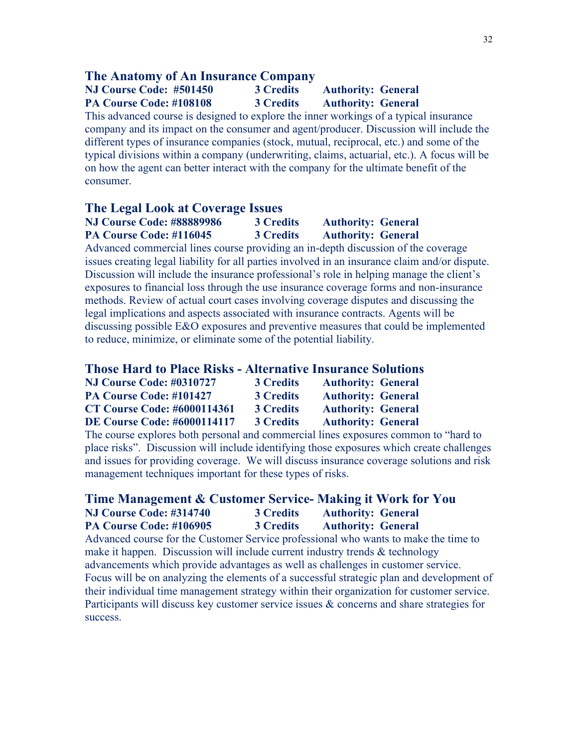## The Anatomy of An Insurance Company

**NJ Course Code: #501450 3 Credits Authority: General**
**PA Course Code: #108108 3 Credits Authority: General**

This advanced course is designed to explore the inner workings of a typical insurance company and its impact on the consumer and agent/producer. Discussion will include the different types of insurance companies (stock, mutual, reciprocal, etc.) and some of the typical divisions within a company (underwriting, claims, actuarial, etc.). A focus will be on how the agent can better interact with the company for the ultimate benefit of the consumer.

## The Legal Look at Coverage Issues

**NJ Course Code: #88889986 3 Credits Authority: General**
**PA Course Code: #116045 3 Credits Authority: General**

Advanced commercial lines course providing an in-depth discussion of the coverage issues creating legal liability for all parties involved in an insurance claim and/or dispute. Discussion will include the insurance professional's role in helping manage the client's exposures to financial loss through the use insurance coverage forms and non-insurance methods. Review of actual court cases involving coverage disputes and discussing the legal implications and aspects associated with insurance contracts. Agents will be discussing possible E&O exposures and preventive measures that could be implemented to reduce, minimize, or eliminate some of the potential liability.

## Those Hard to Place Risks - Alternative Insurance Solutions

**NJ Course Code: #0310727 3 Credits Authority: General**
**PA Course Code: #101427 3 Credits Authority: General**
**CT Course Code: #6000114361 3 Credits Authority: General**
**DE Course Code: #6000114117 3 Credits Authority: General**

The course explores both personal and commercial lines exposures common to "hard to place risks". Discussion will include identifying those exposures which create challenges and issues for providing coverage. We will discuss insurance coverage solutions and risk management techniques important for these types of risks.

## Time Management & Customer Service- Making it Work for You

**NJ Course Code: #314740 3 Credits Authority: General**
**PA Course Code: #106905 3 Credits Authority: General**

Advanced course for the Customer Service professional who wants to make the time to make it happen. Discussion will include current industry trends & technology advancements which provide advantages as well as challenges in customer service. Focus will be on analyzing the elements of a successful strategic plan and development of their individual time management strategy within their organization for customer service. Participants will discuss key customer service issues & concerns and share strategies for success.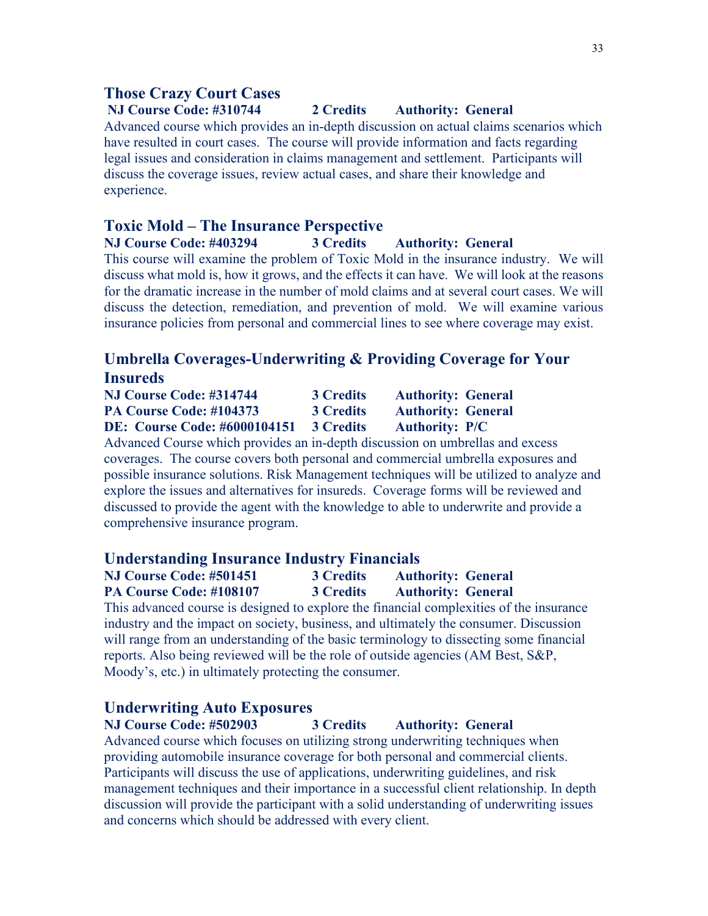## Those Crazy Court Cases

**NJ Course Code: #310744 2 Credits Authority: General**

Advanced course which provides an in-depth discussion on actual claims scenarios which have resulted in court cases. The course will provide information and facts regarding legal issues and consideration in claims management and settlement. Participants will discuss the coverage issues, review actual cases, and share their knowledge and experience.

## Toxic Mold – The Insurance Perspective

**NJ Course Code: #403294 3 Credits Authority: General**

This course will examine the problem of Toxic Mold in the insurance industry. We will discuss what mold is, how it grows, and the effects it can have. We will look at the reasons for the dramatic increase in the number of mold claims and at several court cases. We will discuss the detection, remediation, and prevention of mold. We will examine various insurance policies from personal and commercial lines to see where coverage may exist.

## Umbrella Coverages-Underwriting & Providing Coverage for Your Insureds

**NJ Course Code: #314744 3 Credits Authority: General**
**PA Course Code: #104373 3 Credits Authority: General**
**DE: Course Code: #6000104151 3 Credits Authority: P/C**

Advanced Course which provides an in-depth discussion on umbrellas and excess coverages. The course covers both personal and commercial umbrella exposures and possible insurance solutions. Risk Management techniques will be utilized to analyze and explore the issues and alternatives for insureds. Coverage forms will be reviewed and discussed to provide the agent with the knowledge to able to underwrite and provide a comprehensive insurance program.

## Understanding Insurance Industry Financials

**NJ Course Code: #501451 3 Credits Authority: General**
**PA Course Code: #108107 3 Credits Authority: General**

This advanced course is designed to explore the financial complexities of the insurance industry and the impact on society, business, and ultimately the consumer. Discussion will range from an understanding of the basic terminology to dissecting some financial reports. Also being reviewed will be the role of outside agencies (AM Best, S&P, Moody's, etc.) in ultimately protecting the consumer.

## Underwriting Auto Exposures

**NJ Course Code: #502903 3 Credits Authority: General**

Advanced course which focuses on utilizing strong underwriting techniques when providing automobile insurance coverage for both personal and commercial clients. Participants will discuss the use of applications, underwriting guidelines, and risk management techniques and their importance in a successful client relationship. In depth discussion will provide the participant with a solid understanding of underwriting issues and concerns which should be addressed with every client.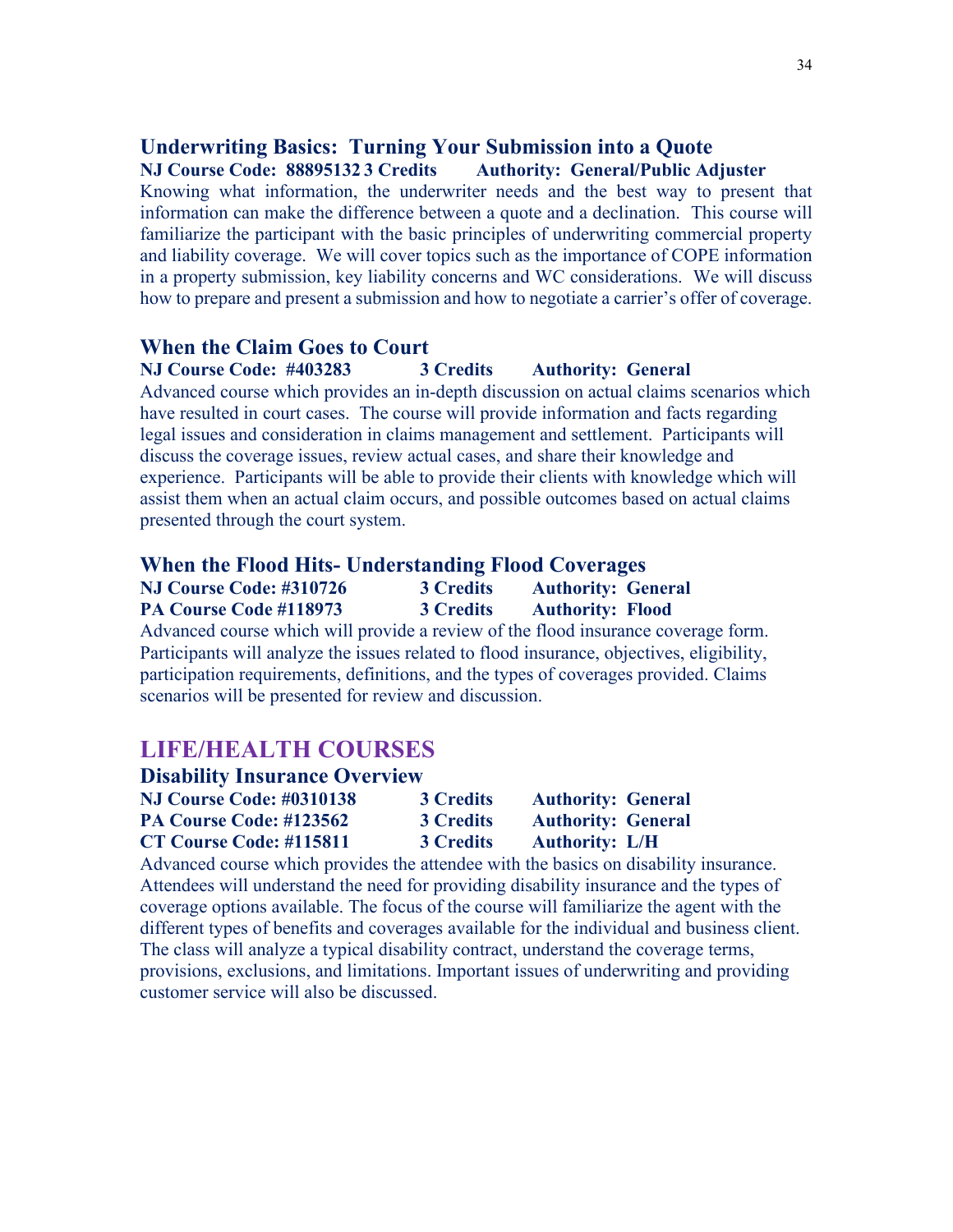### Underwriting Basics: Turning Your Submission into a Quote

**NJ Course Code: 88895132 3 Credits Authority: General/Public Adjuster**

Knowing what information, the underwriter needs and the best way to present that information can make the difference between a quote and a declination. This course will familiarize the participant with the basic principles of underwriting commercial property and liability coverage. We will cover topics such as the importance of COPE information in a property submission, key liability concerns and WC considerations. We will discuss how to prepare and present a submission and how to negotiate a carrier's offer of coverage.

### When the Claim Goes to Court

**NJ Course Code: #403283 3 Credits Authority: General**

Advanced course which provides an in-depth discussion on actual claims scenarios which have resulted in court cases. The course will provide information and facts regarding legal issues and consideration in claims management and settlement. Participants will discuss the coverage issues, review actual cases, and share their knowledge and experience. Participants will be able to provide their clients with knowledge which will assist them when an actual claim occurs, and possible outcomes based on actual claims presented through the court system.

### When the Flood Hits- Understanding Flood Coverages

**NJ Course Code: #310726 3 Credits Authority: General**
**PA Course Code #118973 3 Credits Authority: Flood**

Advanced course which will provide a review of the flood insurance coverage form. Participants will analyze the issues related to flood insurance, objectives, eligibility, participation requirements, definitions, and the types of coverages provided. Claims scenarios will be presented for review and discussion.

## LIFE/HEALTH COURSES

### Disability Insurance Overview

**NJ Course Code: #0310138 3 Credits Authority: General**
**PA Course Code: #123562 3 Credits Authority: General**
**CT Course Code: #115811 3 Credits Authority: L/H**

Advanced course which provides the attendee with the basics on disability insurance. Attendees will understand the need for providing disability insurance and the types of coverage options available. The focus of the course will familiarize the agent with the different types of benefits and coverages available for the individual and business client. The class will analyze a typical disability contract, understand the coverage terms, provisions, exclusions, and limitations. Important issues of underwriting and providing customer service will also be discussed.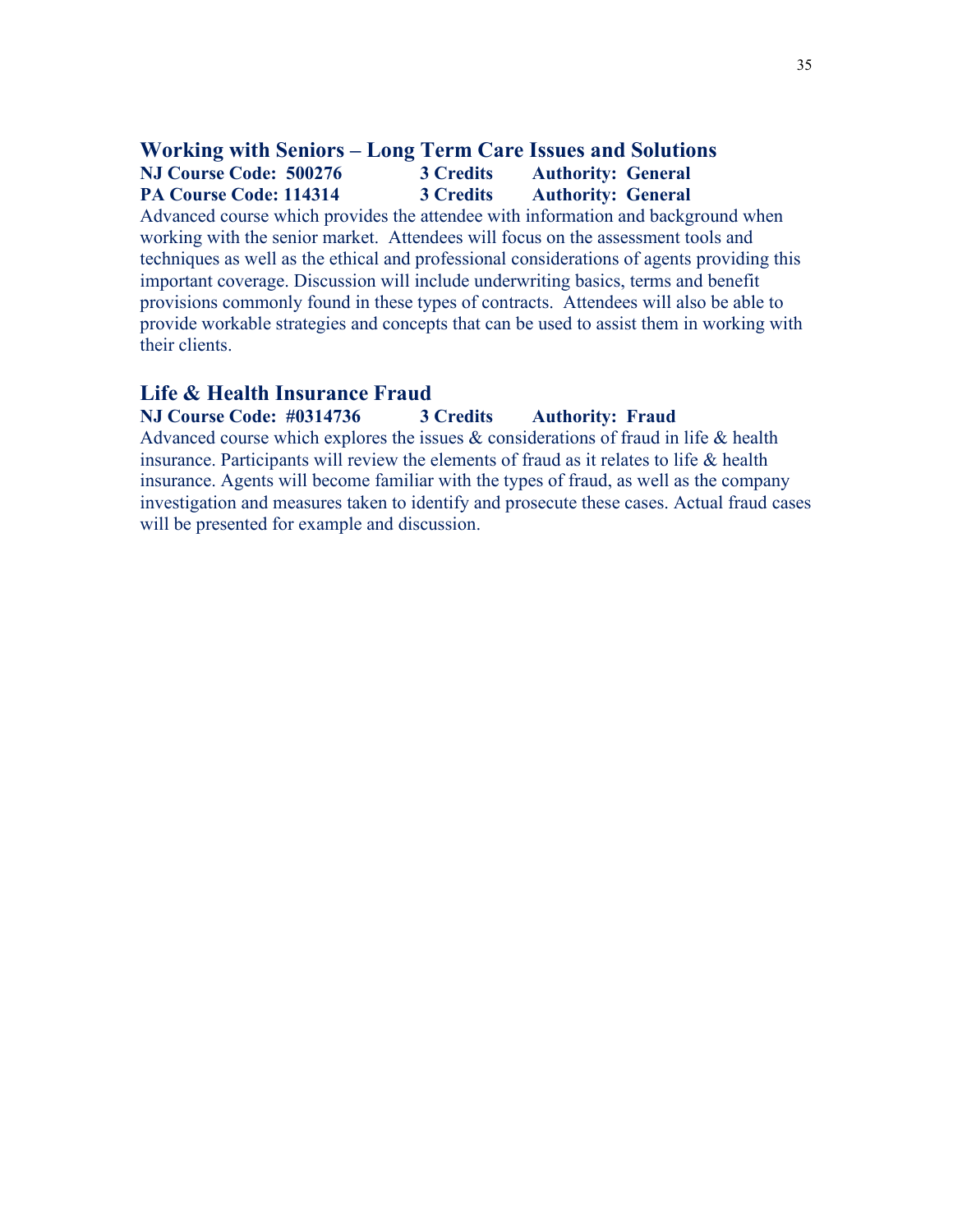## Working with Seniors – Long Term Care Issues and Solutions

**NJ Course Code: 500276 3 Credits Authority: General**
**PA Course Code: 114314 3 Credits Authority: General**

Advanced course which provides the attendee with information and background when working with the senior market. Attendees will focus on the assessment tools and techniques as well as the ethical and professional considerations of agents providing this important coverage. Discussion will include underwriting basics, terms and benefit provisions commonly found in these types of contracts. Attendees will also be able to provide workable strategies and concepts that can be used to assist them in working with their clients.

## Life & Health Insurance Fraud

**NJ Course Code: #0314736 3 Credits Authority: Fraud**

Advanced course which explores the issues & considerations of fraud in life & health insurance. Participants will review the elements of fraud as it relates to life & health insurance. Agents will become familiar with the types of fraud, as well as the company investigation and measures taken to identify and prosecute these cases. Actual fraud cases will be presented for example and discussion.